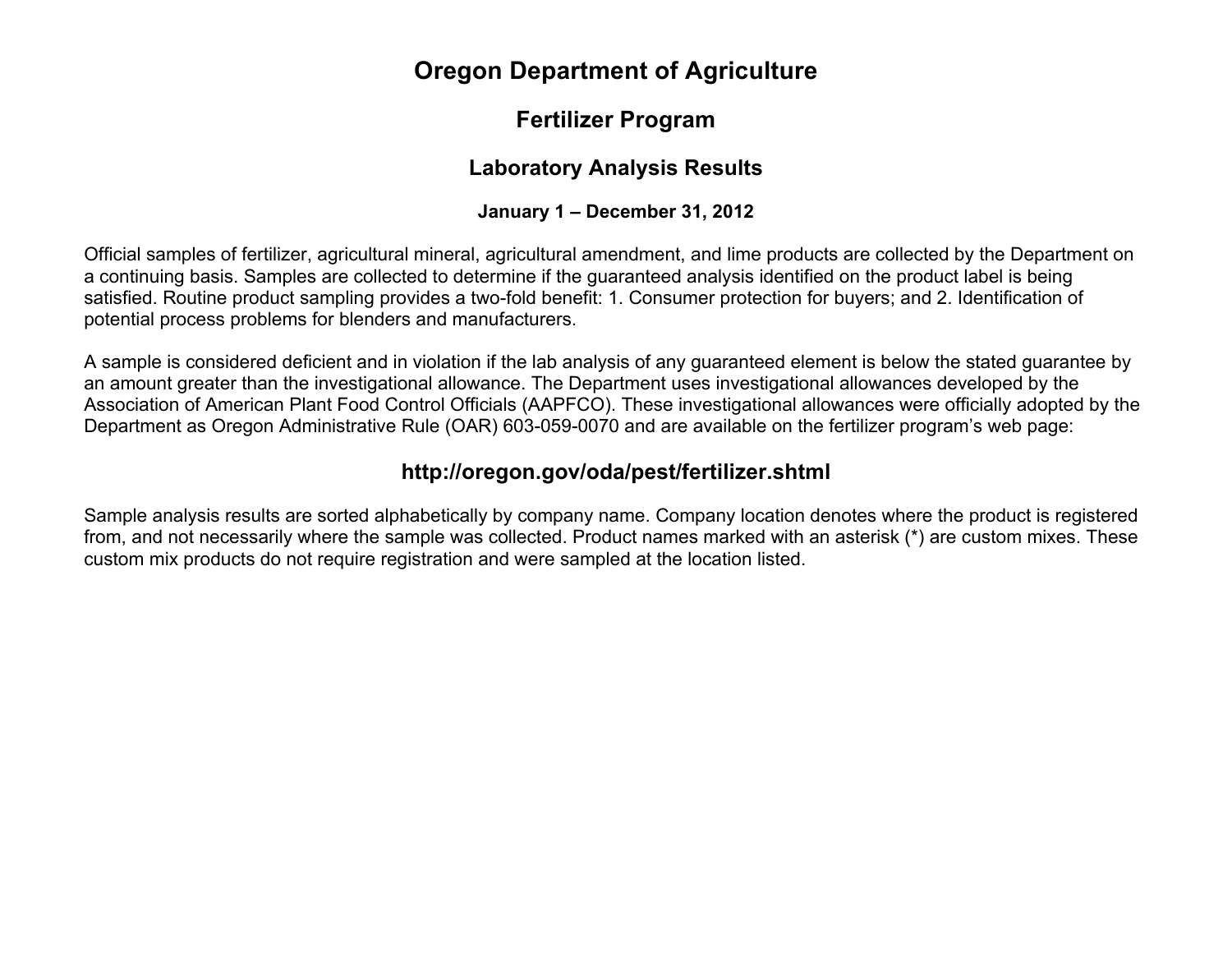# Oregon Department of Agriculture

## Fertilizer Program

### Laboratory Analysis Results

#### January 1 – December 31, 2012

Official samples of fertilizer, agricultural mineral, agricultural amendment, and lime products are collected by the Department on a continuing basis. Samples are collected to determine if the guaranteed analysis identified on the product label is being satisfied. Routine product sampling provides a two-fold benefit: 1. Consumer protection for buyers; and 2. Identification of potential process problems for blenders and manufacturers.

A sample is considered deficient and in violation if the lab analysis of any guaranteed element is below the stated guarantee by an amount greater than the investigational allowance. The Department uses investigational allowances developed by the Association of American Plant Food Control Officials (AAPFCO). These investigational allowances were officially adopted by the Department as Oregon Administrative Rule (OAR) 603-059-0070 and are available on the fertilizer program's web page:

### http://oregon.gov/oda/pest/fertilizer.shtml

Sample analysis results are sorted alphabetically by company name. Company location denotes where the product is registered from, and not necessarily where the sample was collected. Product names marked with an asterisk (*) are custom mixes. These custom mix products do not require registration and were sampled at the location listed.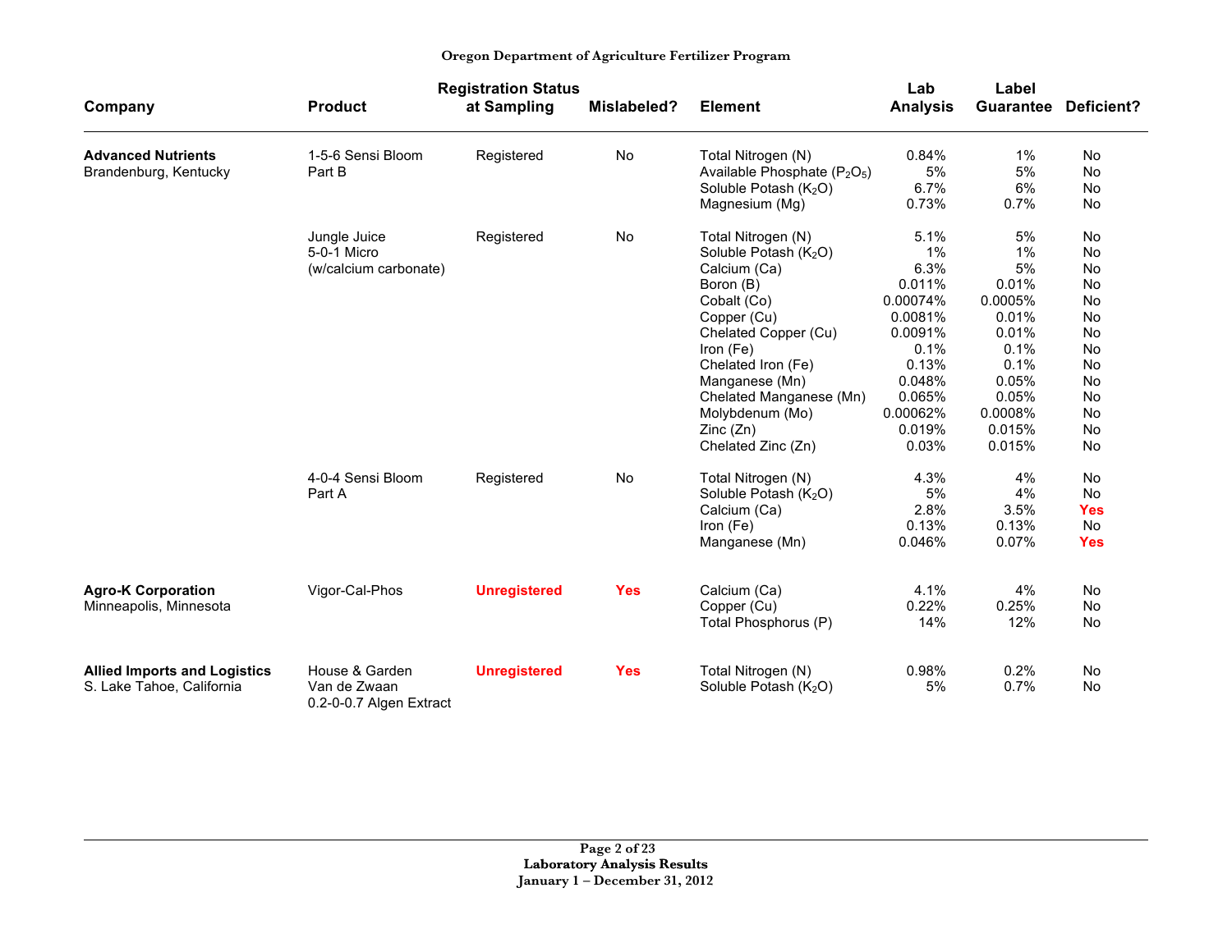**Oregon Department of Agriculture Fertilizer Program**

| Company | Product | Registration Status at Sampling | Mislabeled? | Element | Lab Analysis | Label Guarantee | Deficient? |
|---|---|---|---|---|---|---|---|
| **Advanced Nutrients** Brandenburg, Kentucky | 1-5-6 Sensi Bloom Part B | Registered | No | Total Nitrogen (N) | 0.84% | 1% | No |
| | | | | Available Phosphate ($P_2O_5$) | 5% | 5% | No |
| | | | | Soluble Potash ($K_2O$) | 6.7% | 6% | No |
| | | | | Magnesium (Mg) | 0.73% | 0.7% | No |
| | Jungle Juice 5-0-1 Micro (w/calcium carbonate) | Registered | No | Total Nitrogen (N) | 5.1% | 5% | No |
| | | | | Soluble Potash ($K_2O$) | 1% | 1% | No |
| | | | | Calcium (Ca) | 6.3% | 5% | No |
| | | | | Boron (B) | 0.011% | 0.01% | No |
| | | | | Cobalt (Co) | 0.00074% | 0.0005% | No |
| | | | | Copper (Cu) | 0.0081% | 0.01% | No |
| | | | | Chelated Copper (Cu) | 0.0091% | 0.01% | No |
| | | | | Iron (Fe) | 0.1% | 0.1% | No |
| | | | | Chelated Iron (Fe) | 0.13% | 0.1% | No |
| | | | | Manganese (Mn) | 0.048% | 0.05% | No |
| | | | | Chelated Manganese (Mn) | 0.065% | 0.05% | No |
| | | | | Molybdenum (Mo) | 0.00062% | 0.0008% | No |
| | | | | Zinc (Zn) | 0.019% | 0.015% | No |
| | | | | Chelated Zinc (Zn) | 0.03% | 0.015% | No |
| | 4-0-4 Sensi Bloom Part A | Registered | No | Total Nitrogen (N) | 4.3% | 4% | No |
| | | | | Soluble Potash ($K_2O$) | 5% | 4% | No |
| | | | | Calcium (Ca) | 2.8% | 3.5% | **Yes** |
| | | | | Iron (Fe) | 0.13% | 0.13% | No |
| | | | | Manganese (Mn) | 0.046% | 0.07% | **Yes** |
| **Agro-K Corporation** Minneapolis, Minnesota | Vigor-Cal-Phos | **Unregistered** | **Yes** | Calcium (Ca) | 4.1% | 4% | No |
| | | | | Copper (Cu) | 0.22% | 0.25% | No |
| | | | | Total Phosphorus (P) | 14% | 12% | No |
| **Allied Imports and Logistics** S. Lake Tahoe, California | House & Garden Van de Zwaan 0.2-0-0.7 Algen Extract | **Unregistered** | **Yes** | Total Nitrogen (N) | 0.98% | 0.2% | No |
| | | | | Soluble Potash ($K_2O$) | 5% | 0.7% | No |

**Laboratory Analysis Results**
**January 1 – December 31, 2012**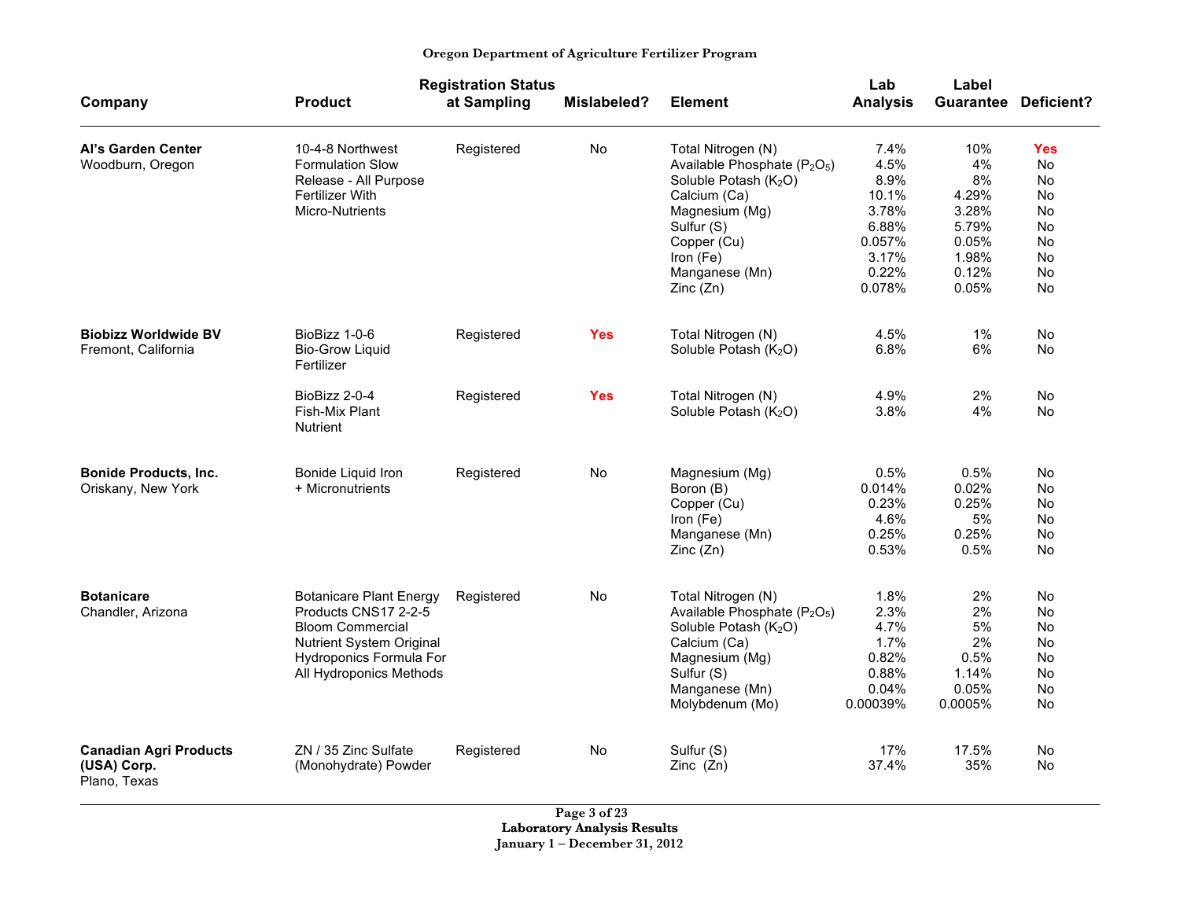**Oregon Department of Agriculture Fertilizer Program**

| Company | Product | Registration Status at Sampling | Mislabeled? | Element | Lab Analysis | Label Guarantee | Deficient? |
|---|---|---|---|---|---|---|---|
| **Al's Garden Center** Woodburn, Oregon | 10-4-8 Northwest Formulation Slow Release - All Purpose Fertilizer With Micro-Nutrients | Registered | No | Total Nitrogen (N) | 7.4% | 10% | **Yes** |
| | | | | Available Phosphate ($P_2O_5$) | 4.5% | 4% | No |
| | | | | Soluble Potash ($K_2O$) | 8.9% | 8% | No |
| | | | | Calcium (Ca) | 10.1% | 4.29% | No |
| | | | | Magnesium (Mg) | 3.78% | 3.28% | No |
| | | | | Sulfur (S) | 6.88% | 5.79% | No |
| | | | | Copper (Cu) | 0.057% | 0.05% | No |
| | | | | Iron (Fe) | 3.17% | 1.98% | No |
| | | | | Manganese (Mn) | 0.22% | 0.12% | No |
| | | | | Zinc (Zn) | 0.078% | 0.05% | No |
| **Biobizz Worldwide BV** Fremont, California | BioBizz 1-0-6 Bio-Grow Liquid Fertilizer | Registered | **Yes** | Total Nitrogen (N) | 4.5% | 1% | No |
| | | | | Soluble Potash ($K_2O$) | 6.8% | 6% | No |
| | BioBizz 2-0-4 Fish-Mix Plant Nutrient | Registered | **Yes** | Total Nitrogen (N) | 4.9% | 2% | No |
| | | | | Soluble Potash ($K_2O$) | 3.8% | 4% | No |
| **Bonide Products, Inc.** Oriskany, New York | Bonide Liquid Iron + Micronutrients | Registered | No | Magnesium (Mg) | 0.5% | 0.5% | No |
| | | | | Boron (B) | 0.014% | 0.02% | No |
| | | | | Copper (Cu) | 0.23% | 0.25% | No |
| | | | | Iron (Fe) | 4.6% | 5% | No |
| | | | | Manganese (Mn) | 0.25% | 0.25% | No |
| | | | | Zinc (Zn) | 0.53% | 0.5% | No |
| **Botanicare** Chandler, Arizona | Botanicare Plant Energy Products CNS17 2-2-5 Bloom Commercial Nutrient System Original Hydroponics Formula For All Hydroponics Methods | Registered | No | Total Nitrogen (N) | 1.8% | 2% | No |
| | | | | Available Phosphate ($P_2O_5$) | 2.3% | 2% | No |
| | | | | Soluble Potash ($K_2O$) | 4.7% | 5% | No |
| | | | | Calcium (Ca) | 1.7% | 2% | No |
| | | | | Magnesium (Mg) | 0.82% | 0.5% | No |
| | | | | Sulfur (S) | 0.88% | 1.14% | No |
| | | | | Manganese (Mn) | 0.04% | 0.05% | No |
| | | | | Molybdenum (Mo) | 0.00039% | 0.0005% | No |
| **Canadian Agri Products (USA) Corp.** Plano, Texas | ZN / 35 Zinc Sulfate (Monohydrate) Powder | Registered | No | Sulfur (S) | 17% | 17.5% | No |
| | | | | Zinc (Zn) | 37.4% | 35% | No |

**Laboratory Analysis Results**
**January 1 – December 31, 2012**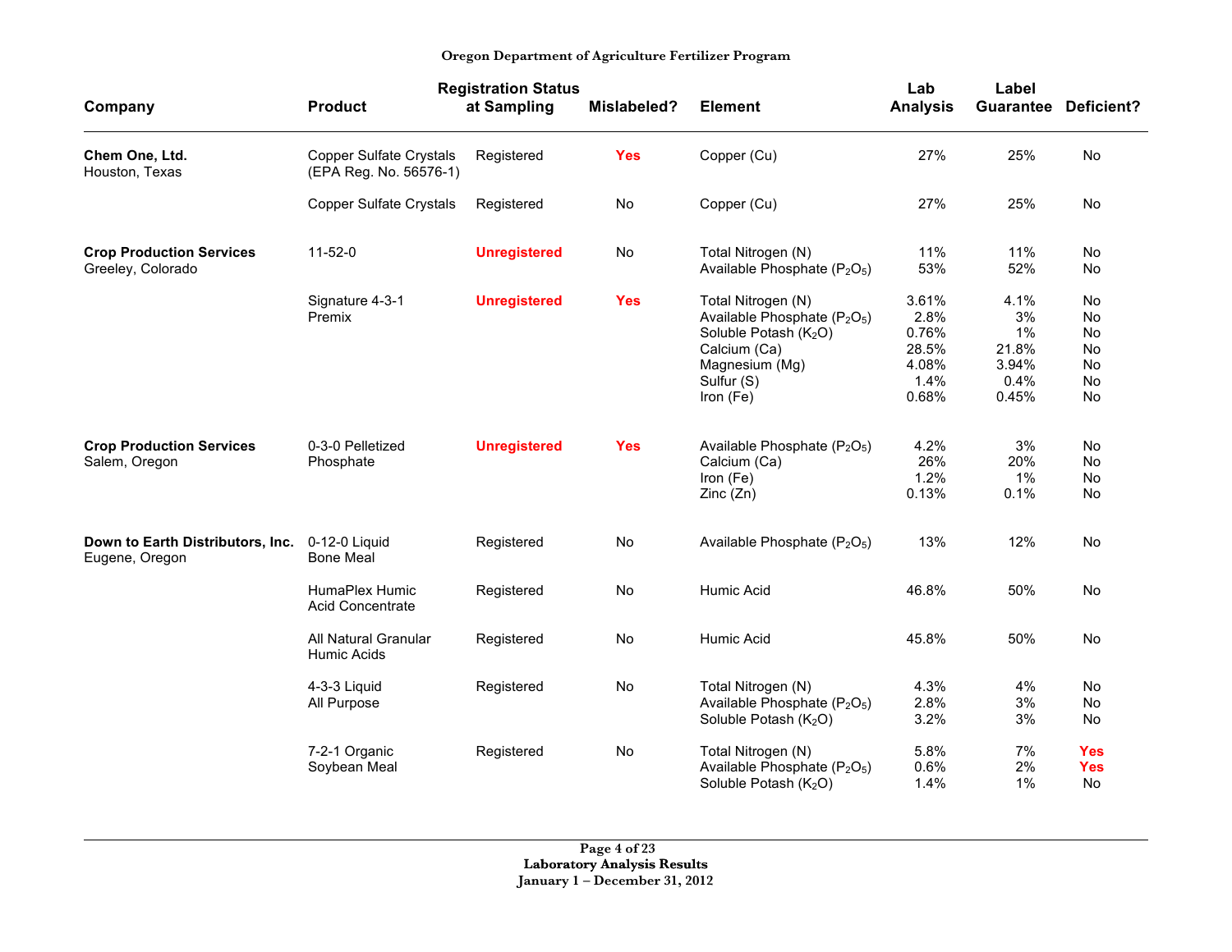| Company | Product | Registration Status at Sampling | Mislabeled? | Element | Lab Analysis | Label Guarantee | Deficient? |
|---|---|---|---|---|---|---|---|
| **Chem One, Ltd.** Houston, Texas | Copper Sulfate Crystals (EPA Reg. No. 56576-1) | Registered | **Yes** | Copper (Cu) | 27% | 25% | No |
| | Copper Sulfate Crystals | Registered | No | Copper (Cu) | 27% | 25% | No |
| **Crop Production Services** Greeley, Colorado | 11-52-0 | **Unregistered** | No | Total Nitrogen (N) | 11% | 11% | No |
| | | | | Available Phosphate ($P_2O_5$) | 53% | 52% | No |
| | Signature 4-3-1 Premix | **Unregistered** | **Yes** | Total Nitrogen (N) | 3.61% | 4.1% | No |
| | | | | Available Phosphate ($P_2O_5$) | 2.8% | 3% | No |
| | | | | Soluble Potash ($K_2O$) | 0.76% | 1% | No |
| | | | | Calcium (Ca) | 28.5% | 21.8% | No |
| | | | | Magnesium (Mg) | 4.08% | 3.94% | No |
| | | | | Sulfur (S) | 1.4% | 0.4% | No |
| | | | | Iron (Fe) | 0.68% | 0.45% | No |
| **Crop Production Services** Salem, Oregon | 0-3-0 Pelletized Phosphate | **Unregistered** | **Yes** | Available Phosphate ($P_2O_5$) | 4.2% | 3% | No |
| | | | | Calcium (Ca) | 26% | 20% | No |
| | | | | Iron (Fe) | 1.2% | 1% | No |
| | | | | Zinc (Zn) | 0.13% | 0.1% | No |
| **Down to Earth Distributors, Inc.** Eugene, Oregon | 0-12-0 Liquid Bone Meal | Registered | No | Available Phosphate ($P_2O_5$) | 13% | 12% | No |
| | HumaPlex Humic Acid Concentrate | Registered | No | Humic Acid | 46.8% | 50% | No |
| | All Natural Granular Humic Acids | Registered | No | Humic Acid | 45.8% | 50% | No |
| | 4-3-3 Liquid All Purpose | Registered | No | Total Nitrogen (N) | 4.3% | 4% | No |
| | | | | Available Phosphate ($P_2O_5$) | 2.8% | 3% | No |
| | | | | Soluble Potash ($K_2O$) | 3.2% | 3% | No |
| | 7-2-1 Organic Soybean Meal | Registered | No | Total Nitrogen (N) | 5.8% | 7% | **Yes** |
| | | | | Available Phosphate ($P_2O_5$) | 0.6% | 2% | **Yes** |
| | | | | Soluble Potash ($K_2O$) | 1.4% | 1% | No |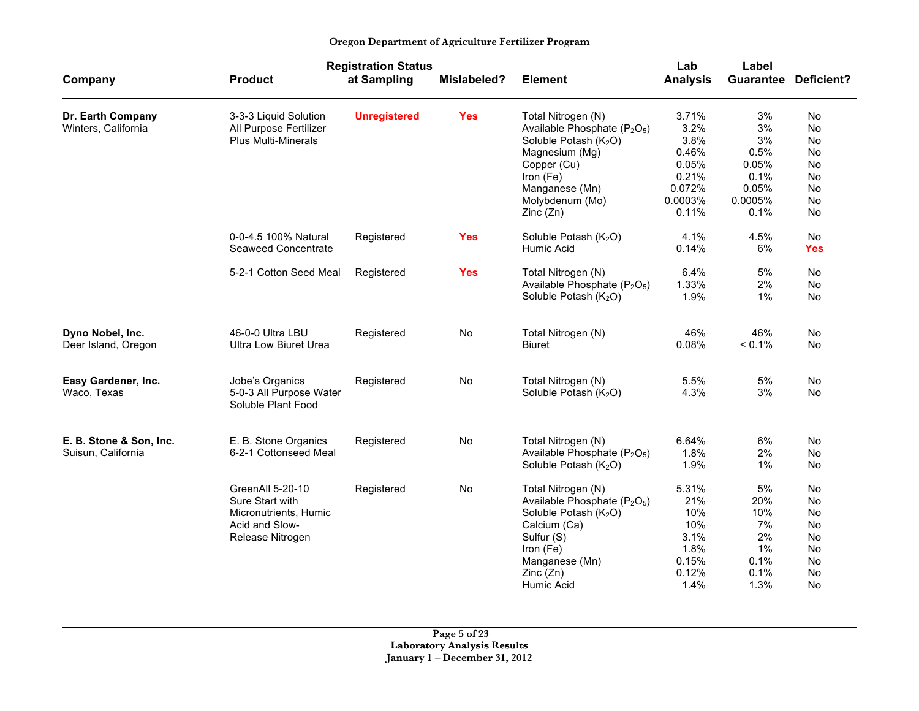**Oregon Department of Agriculture Fertilizer Program**

| Company | Product | Registration Status at Sampling | Mislabeled? | Element | Lab Analysis | Label Guarantee | Deficient? |
|---|---|---|---|---|---|---|---|
| **Dr. Earth Company** Winters, California | 3-3-3 Liquid Solution All Purpose Fertilizer Plus Multi-Minerals | **Unregistered** | **Yes** | Total Nitrogen (N) | 3.71% | 3% | No |
| | | | | Available Phosphate ($P_2O_5$) | 3.2% | 3% | No |
| | | | | Soluble Potash ($K_2O$) | 3.8% | 3% | No |
| | | | | Magnesium (Mg) | 0.46% | 0.5% | No |
| | | | | Copper (Cu) | 0.05% | 0.05% | No |
| | | | | Iron (Fe) | 0.21% | 0.1% | No |
| | | | | Manganese (Mn) | 0.072% | 0.05% | No |
| | | | | Molybdenum (Mo) | 0.0003% | 0.0005% | No |
| | | | | Zinc (Zn) | 0.11% | 0.1% | No |
| | 0-0-4.5 100% Natural Seaweed Concentrate | Registered | **Yes** | Soluble Potash ($K_2O$) | 4.1% | 4.5% | No |
| | | | | Humic Acid | 0.14% | 6% | **Yes** |
| | 5-2-1 Cotton Seed Meal | Registered | **Yes** | Total Nitrogen (N) | 6.4% | 5% | No |
| | | | | Available Phosphate ($P_2O_5$) | 1.33% | 2% | No |
| | | | | Soluble Potash ($K_2O$) | 1.9% | 1% | No |
| **Dyno Nobel, Inc.** Deer Island, Oregon | 46-0-0 Ultra LBU Ultra Low Biuret Urea | Registered | No | Total Nitrogen (N) | 46% | 46% | No |
| | | | | Biuret | 0.08% | < 0.1% | No |
| **Easy Gardener, Inc.** Waco, Texas | Jobe's Organics 5-0-3 All Purpose Water Soluble Plant Food | Registered | No | Total Nitrogen (N) | 5.5% | 5% | No |
| | | | | Soluble Potash ($K_2O$) | 4.3% | 3% | No |
| **E. B. Stone & Son, Inc.** Suisun, California | E. B. Stone Organics 6-2-1 Cottonseed Meal | Registered | No | Total Nitrogen (N) | 6.64% | 6% | No |
| | | | | Available Phosphate ($P_2O_5$) | 1.8% | 2% | No |
| | | | | Soluble Potash ($K_2O$) | 1.9% | 1% | No |
| | GreenAll 5-20-10 Sure Start with Micronutrients, Humic Acid and Slow-Release Nitrogen | Registered | No | Total Nitrogen (N) | 5.31% | 5% | No |
| | | | | Available Phosphate ($P_2O_5$) | 21% | 20% | No |
| | | | | Soluble Potash ($K_2O$) | 10% | 10% | No |
| | | | | Calcium (Ca) | 10% | 7% | No |
| | | | | Sulfur (S) | 3.1% | 2% | No |
| | | | | Iron (Fe) | 1.8% | 1% | No |
| | | | | Manganese (Mn) | 0.15% | 0.1% | No |
| | | | | Zinc (Zn) | 0.12% | 0.1% | No |
| | | | | Humic Acid | 1.4% | 1.3% | No |

**Laboratory Analysis Results**
**January 1 – December 31, 2012**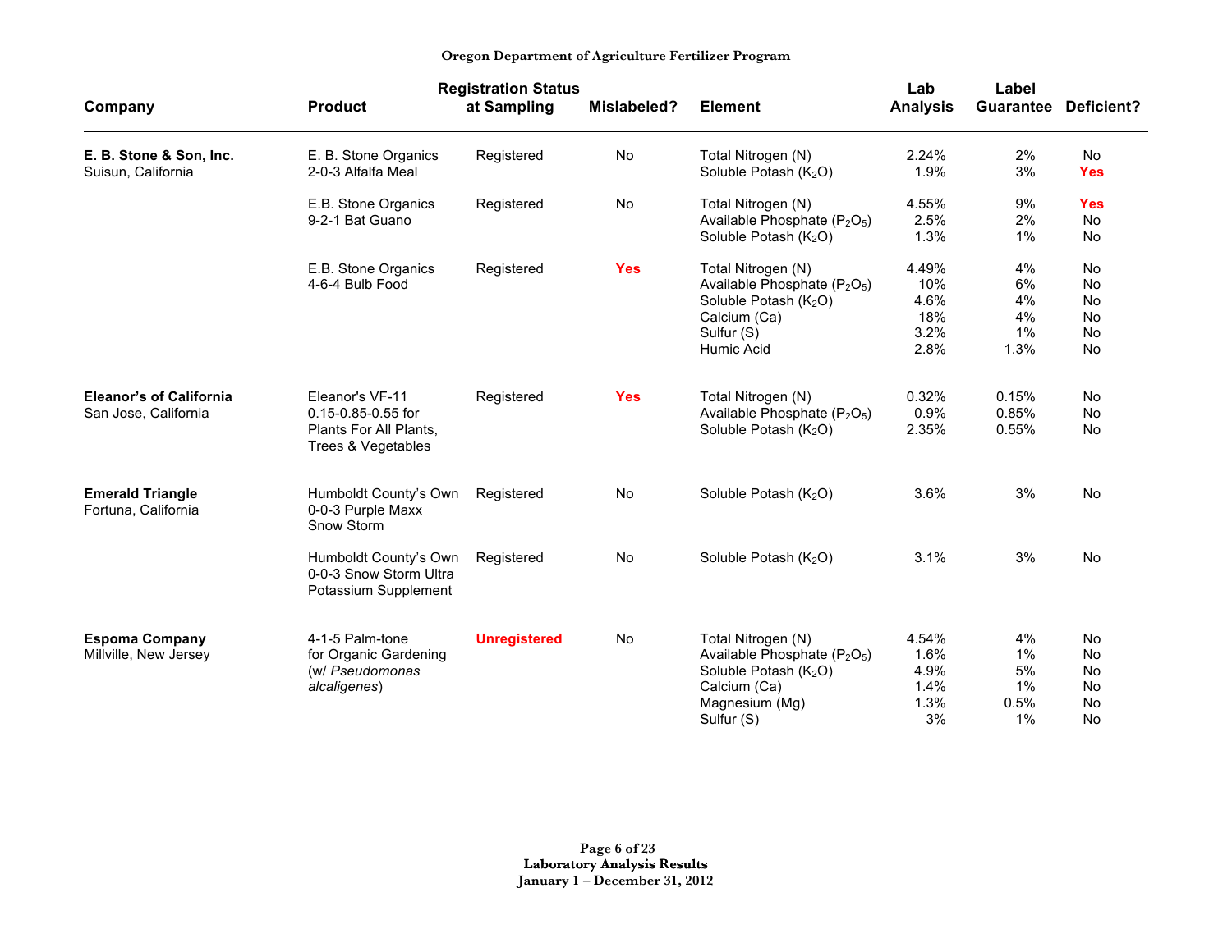**Oregon Department of Agriculture Fertilizer Program**

| Company | Product | Registration Status at Sampling | Mislabeled? | Element | Lab Analysis | Label Guarantee | Deficient? |
|---|---|---|---|---|---|---|---|
| **E. B. Stone & Son, Inc.** Suisun, California | E. B. Stone Organics 2-0-3 Alfalfa Meal | Registered | No | Total Nitrogen (N) | 2.24% | 2% | No |
| | | | | Soluble Potash ($K_2O$) | 1.9% | 3% | **Yes** |
| | E.B. Stone Organics 9-2-1 Bat Guano | Registered | No | Total Nitrogen (N) | 4.55% | 9% | **Yes** |
| | | | | Available Phosphate ($P_2O_5$) | 2.5% | 2% | No |
| | | | | Soluble Potash ($K_2O$) | 1.3% | 1% | No |
| | E.B. Stone Organics 4-6-4 Bulb Food | Registered | **Yes** | Total Nitrogen (N) | 4.49% | 4% | No |
| | | | | Available Phosphate ($P_2O_5$) | 10% | 6% | No |
| | | | | Soluble Potash ($K_2O$) | 4.6% | 4% | No |
| | | | | Calcium (Ca) | 18% | 4% | No |
| | | | | Sulfur (S) | 3.2% | 1% | No |
| | | | | Humic Acid | 2.8% | 1.3% | No |
| **Eleanor's of California** San Jose, California | Eleanor's VF-11 0.15-0.85-0.55 for Plants For All Plants, Trees & Vegetables | Registered | **Yes** | Total Nitrogen (N) | 0.32% | 0.15% | No |
| | | | | Available Phosphate ($P_2O_5$) | 0.9% | 0.85% | No |
| | | | | Soluble Potash ($K_2O$) | 2.35% | 0.55% | No |
| **Emerald Triangle** Fortuna, California | Humboldt County's Own 0-0-3 Purple Maxx Snow Storm | Registered | No | Soluble Potash ($K_2O$) | 3.6% | 3% | No |
| | Humboldt County's Own 0-0-3 Snow Storm Ultra Potassium Supplement | Registered | No | Soluble Potash ($K_2O$) | 3.1% | 3% | No |
| **Espoma Company** Millville, New Jersey | 4-1-5 Palm-tone for Organic Gardening (w/ *Pseudomonas alcaligenes*) | **Unregistered** | No | Total Nitrogen (N) | 4.54% | 4% | No |
| | | | | Available Phosphate ($P_2O_5$) | 1.6% | 1% | No |
| | | | | Soluble Potash ($K_2O$) | 4.9% | 5% | No |
| | | | | Calcium (Ca) | 1.4% | 1% | No |
| | | | | Magnesium (Mg) | 1.3% | 0.5% | No |
| | | | | Sulfur (S) | 3% | 1% | No |

**Laboratory Analysis Results**
**January 1 – December 31, 2012**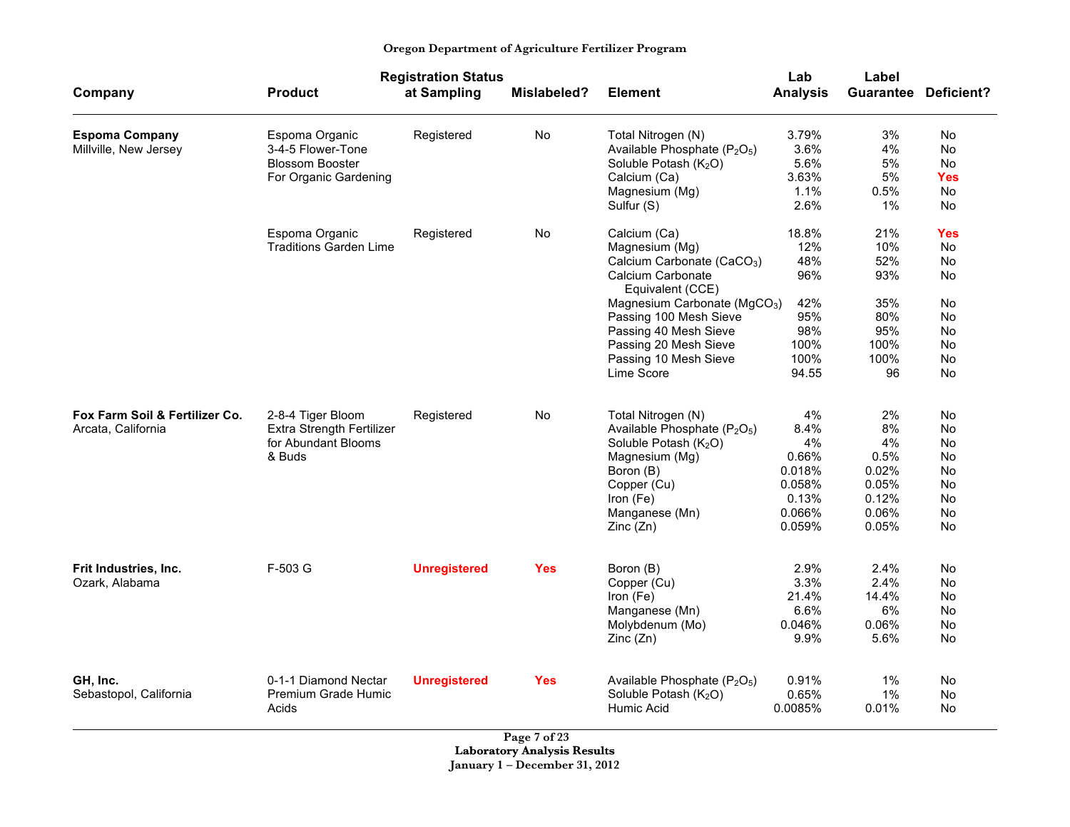**Oregon Department of Agriculture Fertilizer Program**

| Company | Product | Registration Status at Sampling | Mislabeled? | Element | Lab Analysis | Label Guarantee | Deficient? |
|---|---|---|---|---|---|---|---|
| **Espoma Company** Millville, New Jersey | Espoma Organic 3-4-5 Flower-Tone Blossom Booster For Organic Gardening | Registered | No | Total Nitrogen (N) | 3.79% | 3% | No |
| | | | | Available Phosphate ($P_2O_5$) | 3.6% | 4% | No |
| | | | | Soluble Potash ($K_2O$) | 5.6% | 5% | No |
| | | | | Calcium (Ca) | 3.63% | 5% | **Yes** |
| | | | | Magnesium (Mg) | 1.1% | 0.5% | No |
| | | | | Sulfur (S) | 2.6% | 1% | No |
| | Espoma Organic Traditions Garden Lime | Registered | No | Calcium (Ca) | 18.8% | 21% | **Yes** |
| | | | | Magnesium (Mg) | 12% | 10% | No |
| | | | | Calcium Carbonate ($CaCO_3$) | 48% | 52% | No |
| | | | | Calcium Carbonate Equivalent (CCE) | 96% | 93% | No |
| | | | | Magnesium Carbonate ($MgCO_3$) | 42% | 35% | No |
| | | | | Passing 100 Mesh Sieve | 95% | 80% | No |
| | | | | Passing 40 Mesh Sieve | 98% | 95% | No |
| | | | | Passing 20 Mesh Sieve | 100% | 100% | No |
| | | | | Passing 10 Mesh Sieve | 100% | 100% | No |
| | | | | Lime Score | 94.55 | 96 | No |
| **Fox Farm Soil & Fertilizer Co.** Arcata, California | 2-8-4 Tiger Bloom Extra Strength Fertilizer for Abundant Blooms & Buds | Registered | No | Total Nitrogen (N) | 4% | 2% | No |
| | | | | Available Phosphate ($P_2O_5$) | 8.4% | 8% | No |
| | | | | Soluble Potash ($K_2O$) | 4% | 4% | No |
| | | | | Magnesium (Mg) | 0.66% | 0.5% | No |
| | | | | Boron (B) | 0.018% | 0.02% | No |
| | | | | Copper (Cu) | 0.058% | 0.05% | No |
| | | | | Iron (Fe) | 0.13% | 0.12% | No |
| | | | | Manganese (Mn) | 0.066% | 0.06% | No |
| | | | | Zinc (Zn) | 0.059% | 0.05% | No |
| **Frit Industries, Inc.** Ozark, Alabama | F-503 G | **Unregistered** | **Yes** | Boron (B) | 2.9% | 2.4% | No |
| | | | | Copper (Cu) | 3.3% | 2.4% | No |
| | | | | Iron (Fe) | 21.4% | 14.4% | No |
| | | | | Manganese (Mn) | 6.6% | 6% | No |
| | | | | Molybdenum (Mo) | 0.046% | 0.06% | No |
| | | | | Zinc (Zn) | 9.9% | 5.6% | No |
| **GH, Inc.** Sebastopol, California | 0-1-1 Diamond Nectar Premium Grade Humic Acids | **Unregistered** | **Yes** | Available Phosphate ($P_2O_5$) | 0.91% | 1% | No |
| | | | | Soluble Potash ($K_2O$) | 0.65% | 1% | No |
| | | | | Humic Acid | 0.0085% | 0.01% | No |

Laboratory Analysis Results
January 1 – December 31, 2012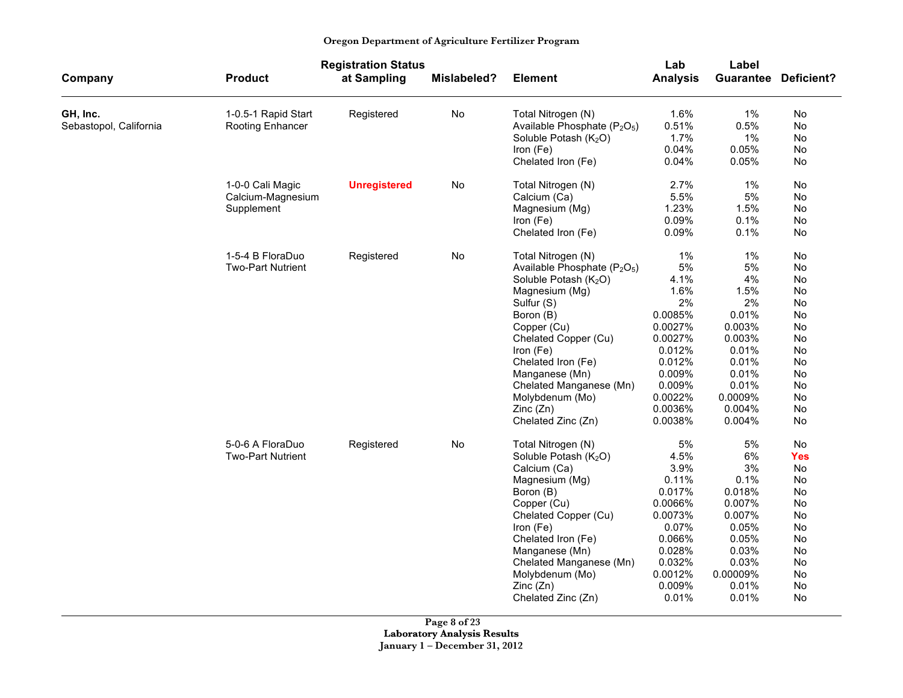Oregon Department of Agriculture Fertilizer Program

| Company | Product | Registration Status at Sampling | Mislabeled? | Element | Lab Analysis | Label Guarantee | Deficient? |
|---|---|---|---|---|---|---|---|
| **GH, Inc.** Sebastopol, California | 1-0.5-1 Rapid Start Rooting Enhancer | Registered | No | Total Nitrogen (N) | 1.6% | 1% | No |
| | | | | Available Phosphate ($P_2O_5$) | 0.51% | 0.5% | No |
| | | | | Soluble Potash ($K_2O$) | 1.7% | 1% | No |
| | | | | Iron (Fe) | 0.04% | 0.05% | No |
| | | | | Chelated Iron (Fe) | 0.04% | 0.05% | No |
| | 1-0-0 Cali Magic Calcium-Magnesium Supplement | **Unregistered** | No | Total Nitrogen (N) | 2.7% | 1% | No |
| | | | | Calcium (Ca) | 5.5% | 5% | No |
| | | | | Magnesium (Mg) | 1.23% | 1.5% | No |
| | | | | Iron (Fe) | 0.09% | 0.1% | No |
| | | | | Chelated Iron (Fe) | 0.09% | 0.1% | No |
| | 1-5-4 B FloraDuo Two-Part Nutrient | Registered | No | Total Nitrogen (N) | 1% | 1% | No |
| | | | | Available Phosphate ($P_2O_5$) | 5% | 5% | No |
| | | | | Soluble Potash ($K_2O$) | 4.1% | 4% | No |
| | | | | Magnesium (Mg) | 1.6% | 1.5% | No |
| | | | | Sulfur (S) | 2% | 2% | No |
| | | | | Boron (B) | 0.0085% | 0.01% | No |
| | | | | Copper (Cu) | 0.0027% | 0.003% | No |
| | | | | Chelated Copper (Cu) | 0.0027% | 0.003% | No |
| | | | | Iron (Fe) | 0.012% | 0.01% | No |
| | | | | Chelated Iron (Fe) | 0.012% | 0.01% | No |
| | | | | Manganese (Mn) | 0.009% | 0.01% | No |
| | | | | Chelated Manganese (Mn) | 0.009% | 0.01% | No |
| | | | | Molybdenum (Mo) | 0.0022% | 0.0009% | No |
| | | | | Zinc (Zn) | 0.0036% | 0.004% | No |
| | | | | Chelated Zinc (Zn) | 0.0038% | 0.004% | No |
| | 5-0-6 A FloraDuo Two-Part Nutrient | Registered | No | Total Nitrogen (N) | 5% | 5% | No |
| | | | | Soluble Potash ($K_2O$) | 4.5% | 6% | **Yes** |
| | | | | Calcium (Ca) | 3.9% | 3% | No |
| | | | | Magnesium (Mg) | 0.11% | 0.1% | No |
| | | | | Boron (B) | 0.017% | 0.018% | No |
| | | | | Copper (Cu) | 0.0066% | 0.007% | No |
| | | | | Chelated Copper (Cu) | 0.0073% | 0.007% | No |
| | | | | Iron (Fe) | 0.07% | 0.05% | No |
| | | | | Chelated Iron (Fe) | 0.066% | 0.05% | No |
| | | | | Manganese (Mn) | 0.028% | 0.03% | No |
| | | | | Chelated Manganese (Mn) | 0.032% | 0.03% | No |
| | | | | Molybdenum (Mo) | 0.0012% | 0.00009% | No |
| | | | | Zinc (Zn) | 0.009% | 0.01% | No |
| | | | | Chelated Zinc (Zn) | 0.01% | 0.01% | No |

Laboratory Analysis Results
January 1 – December 31, 2012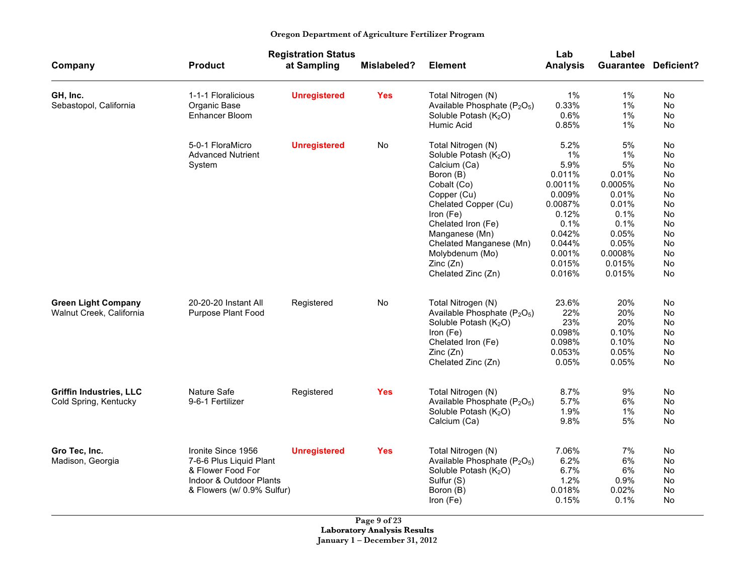**Oregon Department of Agriculture Fertilizer Program**

| Company | Product | Registration Status at Sampling | Mislabeled? | Element | Lab Analysis | Label Guarantee | Deficient? |
|---|---|---|---|---|---|---|---|
| **GH, Inc.** Sebastopol, California | 1-1-1 Floralicious Organic Base Enhancer Bloom | **Unregistered** | **Yes** | Total Nitrogen (N) | 1% | 1% | No |
| | | | | Available Phosphate ($P_2O_5$) | 0.33% | 1% | No |
| | | | | Soluble Potash ($K_2O$) | 0.6% | 1% | No |
| | | | | Humic Acid | 0.85% | 1% | No |
| | 5-0-1 FloraMicro Advanced Nutrient System | **Unregistered** | No | Total Nitrogen (N) | 5.2% | 5% | No |
| | | | | Soluble Potash ($K_2O$) | 1% | 1% | No |
| | | | | Calcium (Ca) | 5.9% | 5% | No |
| | | | | Boron (B) | 0.011% | 0.01% | No |
| | | | | Cobalt (Co) | 0.0011% | 0.0005% | No |
| | | | | Copper (Cu) | 0.009% | 0.01% | No |
| | | | | Chelated Copper (Cu) | 0.0087% | 0.01% | No |
| | | | | Iron (Fe) | 0.12% | 0.1% | No |
| | | | | Chelated Iron (Fe) | 0.1% | 0.1% | No |
| | | | | Manganese (Mn) | 0.042% | 0.05% | No |
| | | | | Chelated Manganese (Mn) | 0.044% | 0.05% | No |
| | | | | Molybdenum (Mo) | 0.001% | 0.0008% | No |
| | | | | Zinc (Zn) | 0.015% | 0.015% | No |
| | | | | Chelated Zinc (Zn) | 0.016% | 0.015% | No |
| **Green Light Company** Walnut Creek, California | 20-20-20 Instant All Purpose Plant Food | Registered | No | Total Nitrogen (N) | 23.6% | 20% | No |
| | | | | Available Phosphate ($P_2O_5$) | 22% | 20% | No |
| | | | | Soluble Potash ($K_2O$) | 23% | 20% | No |
| | | | | Iron (Fe) | 0.098% | 0.10% | No |
| | | | | Chelated Iron (Fe) | 0.098% | 0.10% | No |
| | | | | Zinc (Zn) | 0.053% | 0.05% | No |
| | | | | Chelated Zinc (Zn) | 0.05% | 0.05% | No |
| **Griffin Industries, LLC** Cold Spring, Kentucky | Nature Safe 9-6-1 Fertilizer | Registered | **Yes** | Total Nitrogen (N) | 8.7% | 9% | No |
| | | | | Available Phosphate ($P_2O_5$) | 5.7% | 6% | No |
| | | | | Soluble Potash ($K_2O$) | 1.9% | 1% | No |
| | | | | Calcium (Ca) | 9.8% | 5% | No |
| **Gro Tec, Inc.** Madison, Georgia | Ironite Since 1956 7-6-6 Plus Liquid Plant & Flower Food For Indoor & Outdoor Plants & Flowers (w/ 0.9% Sulfur) | **Unregistered** | **Yes** | Total Nitrogen (N) | 7.06% | 7% | No |
| | | | | Available Phosphate ($P_2O_5$) | 6.2% | 6% | No |
| | | | | Soluble Potash ($K_2O$) | 6.7% | 6% | No |
| | | | | Sulfur (S) | 1.2% | 0.9% | No |
| | | | | Boron (B) | 0.018% | 0.02% | No |
| | | | | Iron (Fe) | 0.15% | 0.1% | No |

**Laboratory Analysis Results**
**January 1 – December 31, 2012**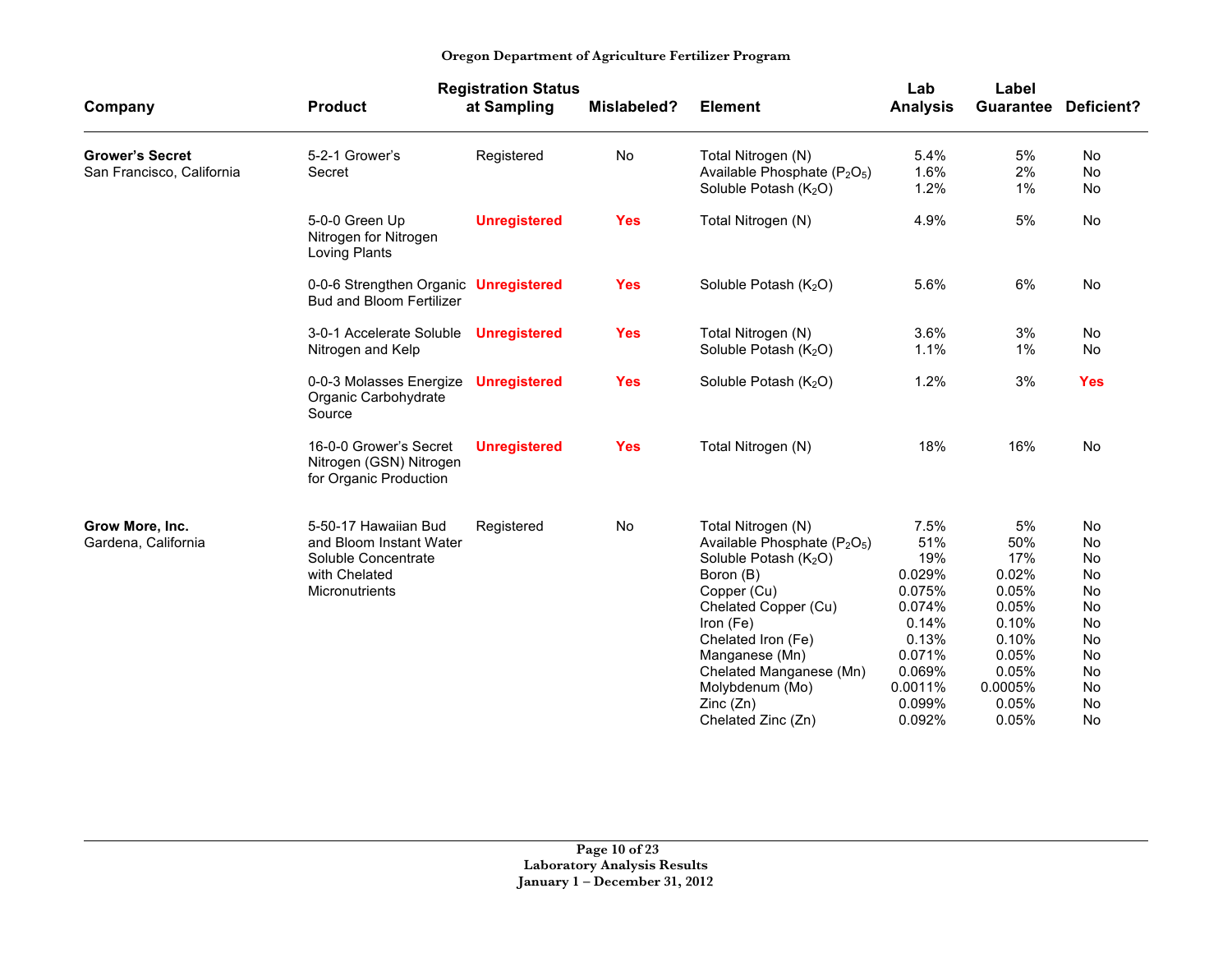# Oregon Department of Agriculture Fertilizer Program

| Company | Product | Registration Status at Sampling | Mislabeled? | Element | Lab Analysis | Label Guarantee | Deficient? |
|---|---|---|---|---|---|---|---|
| **Grower's Secret** San Francisco, California | 5-2-1 Grower's Secret | Registered | No | Total Nitrogen (N) | 5.4% | 5% | No |
| | | | | Available Phosphate ($P_2O_5$) | 1.6% | 2% | No |
| | | | | Soluble Potash ($K_2O$) | 1.2% | 1% | No |
| | 5-0-0 Green Up Nitrogen for Nitrogen Loving Plants | **Unregistered** | **Yes** | Total Nitrogen (N) | 4.9% | 5% | No |
| | 0-0-6 Strengthen Organic Bud and Bloom Fertilizer | **Unregistered** | **Yes** | Soluble Potash ($K_2O$) | 5.6% | 6% | No |
| | 3-0-1 Accelerate Soluble Nitrogen and Kelp | **Unregistered** | **Yes** | Total Nitrogen (N) | 3.6% | 3% | No |
| | | | | Soluble Potash ($K_2O$) | 1.1% | 1% | No |
| | 0-0-3 Molasses Energize Organic Carbohydrate Source | **Unregistered** | **Yes** | Soluble Potash ($K_2O$) | 1.2% | 3% | **Yes** |
| | 16-0-0 Grower's Secret Nitrogen (GSN) Nitrogen for Organic Production | **Unregistered** | **Yes** | Total Nitrogen (N) | 18% | 16% | No |
| **Grow More, Inc.** Gardena, California | 5-50-17 Hawaiian Bud and Bloom Instant Water Soluble Concentrate with Chelated Micronutrients | Registered | No | Total Nitrogen (N) | 7.5% | 5% | No |
| | | | | Available Phosphate ($P_2O_5$) | 51% | 50% | No |
| | | | | Soluble Potash ($K_2O$) | 19% | 17% | No |
| | | | | Boron (B) | 0.029% | 0.02% | No |
| | | | | Copper (Cu) | 0.075% | 0.05% | No |
| | | | | Chelated Copper (Cu) | 0.074% | 0.05% | No |
| | | | | Iron (Fe) | 0.14% | 0.10% | No |
| | | | | Chelated Iron (Fe) | 0.13% | 0.10% | No |
| | | | | Manganese (Mn) | 0.071% | 0.05% | No |
| | | | | Chelated Manganese (Mn) | 0.069% | 0.05% | No |
| | | | | Molybdenum (Mo) | 0.0011% | 0.0005% | No |
| | | | | Zinc (Zn) | 0.099% | 0.05% | No |
| | | | | Chelated Zinc (Zn) | 0.092% | 0.05% | No |

**Laboratory Analysis Results**
**January 1 – December 31, 2012**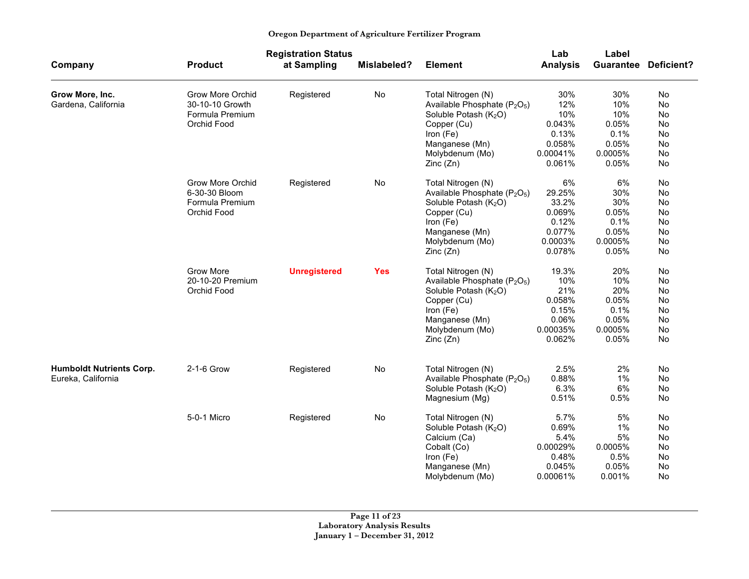**Oregon Department of Agriculture Fertilizer Program**

| Company | Product | Registration Status at Sampling | Mislabeled? | Element | Lab Analysis | Label Guarantee | Deficient? |
|---|---|---|---|---|---|---|---|
| **Grow More, Inc.** Gardena, California | Grow More Orchid 30-10-10 Growth Formula Premium Orchid Food | Registered | No | Total Nitrogen (N) | 30% | 30% | No |
| | | | | Available Phosphate ($P_2O_5$) | 12% | 10% | No |
| | | | | Soluble Potash ($K_2O$) | 10% | 10% | No |
| | | | | Copper (Cu) | 0.043% | 0.05% | No |
| | | | | Iron (Fe) | 0.13% | 0.1% | No |
| | | | | Manganese (Mn) | 0.058% | 0.05% | No |
| | | | | Molybdenum (Mo) | 0.00041% | 0.0005% | No |
| | | | | Zinc (Zn) | 0.061% | 0.05% | No |
| | Grow More Orchid 6-30-30 Bloom Formula Premium Orchid Food | Registered | No | Total Nitrogen (N) | 6% | 6% | No |
| | | | | Available Phosphate ($P_2O_5$) | 29.25% | 30% | No |
| | | | | Soluble Potash ($K_2O$) | 33.2% | 30% | No |
| | | | | Copper (Cu) | 0.069% | 0.05% | No |
| | | | | Iron (Fe) | 0.12% | 0.1% | No |
| | | | | Manganese (Mn) | 0.077% | 0.05% | No |
| | | | | Molybdenum (Mo) | 0.0003% | 0.0005% | No |
| | | | | Zinc (Zn) | 0.078% | 0.05% | No |
| | Grow More 20-10-20 Premium Orchid Food | **Unregistered** | **Yes** | Total Nitrogen (N) | 19.3% | 20% | No |
| | | | | Available Phosphate ($P_2O_5$) | 10% | 10% | No |
| | | | | Soluble Potash ($K_2O$) | 21% | 20% | No |
| | | | | Copper (Cu) | 0.058% | 0.05% | No |
| | | | | Iron (Fe) | 0.15% | 0.1% | No |
| | | | | Manganese (Mn) | 0.06% | 0.05% | No |
| | | | | Molybdenum (Mo) | 0.00035% | 0.0005% | No |
| | | | | Zinc (Zn) | 0.062% | 0.05% | No |
| **Humboldt Nutrients Corp.** Eureka, California | 2-1-6 Grow | Registered | No | Total Nitrogen (N) | 2.5% | 2% | No |
| | | | | Available Phosphate ($P_2O_5$) | 0.88% | 1% | No |
| | | | | Soluble Potash ($K_2O$) | 6.3% | 6% | No |
| | | | | Magnesium (Mg) | 0.51% | 0.5% | No |
| | 5-0-1 Micro | Registered | No | Total Nitrogen (N) | 5.7% | 5% | No |
| | | | | Soluble Potash ($K_2O$) | 0.69% | 1% | No |
| | | | | Calcium (Ca) | 5.4% | 5% | No |
| | | | | Cobalt (Co) | 0.00029% | 0.0005% | No |
| | | | | Iron (Fe) | 0.48% | 0.5% | No |
| | | | | Manganese (Mn) | 0.045% | 0.05% | No |
| | | | | Molybdenum (Mo) | 0.00061% | 0.001% | No |

**Laboratory Analysis Results**
**January 1 – December 31, 2012**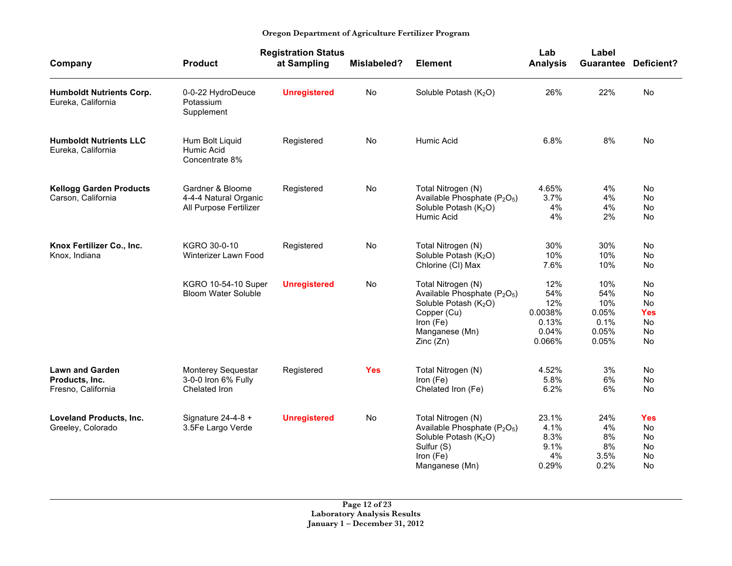| Company | Product | Registration Status at Sampling | Mislabeled? | Element | Lab Analysis | Label Guarantee | Deficient? |
|---|---|---|---|---|---|---|---|
| **Humboldt Nutrients Corp.** Eureka, California | 0-0-22 HydroDeuce Potassium Supplement | **Unregistered** | No | Soluble Potash ($K_2O$) | 26% | 22% | No |
| **Humboldt Nutrients LLC** Eureka, California | Hum Bolt Liquid Humic Acid Concentrate 8% | Registered | No | Humic Acid | 6.8% | 8% | No |
| **Kellogg Garden Products** Carson, California | Gardner & Bloome 4-4-4 Natural Organic All Purpose Fertilizer | Registered | No | Total Nitrogen (N) | 4.65% | 4% | No |
| | | | | Available Phosphate ($P_2O_5$) | 3.7% | 4% | No |
| | | | | Soluble Potash ($K_2O$) | 4% | 4% | No |
| | | | | Humic Acid | 4% | 2% | No |
| **Knox Fertilizer Co., Inc.** Knox, Indiana | KGRO 30-0-10 Winterizer Lawn Food | Registered | No | Total Nitrogen (N) | 30% | 30% | No |
| | | | | Soluble Potash ($K_2O$) | 10% | 10% | No |
| | | | | Chlorine (Cl) Max | 7.6% | 10% | No |
| | KGRO 10-54-10 Super Bloom Water Soluble | **Unregistered** | No | Total Nitrogen (N) | 12% | 10% | No |
| | | | | Available Phosphate ($P_2O_5$) | 54% | 54% | No |
| | | | | Soluble Potash ($K_2O$) | 12% | 10% | No |
| | | | | Copper (Cu) | 0.0038% | 0.05% | **Yes** |
| | | | | Iron (Fe) | 0.13% | 0.1% | No |
| | | | | Manganese (Mn) | 0.04% | 0.05% | No |
| | | | | Zinc (Zn) | 0.066% | 0.05% | No |
| **Lawn and Garden Products, Inc.** Fresno, California | Monterey Sequestar 3-0-0 Iron 6% Fully Chelated Iron | Registered | **Yes** | Total Nitrogen (N) | 4.52% | 3% | No |
| | | | | Iron (Fe) | 5.8% | 6% | No |
| | | | | Chelated Iron (Fe) | 6.2% | 6% | No |
| **Loveland Products, Inc.** Greeley, Colorado | Signature 24-4-8 + 3.5Fe Largo Verde | **Unregistered** | No | Total Nitrogen (N) | 23.1% | 24% | **Yes** |
| | | | | Available Phosphate ($P_2O_5$) | 4.1% | 4% | No |
| | | | | Soluble Potash ($K_2O$) | 8.3% | 8% | No |
| | | | | Sulfur (S) | 9.1% | 8% | No |
| | | | | Iron (Fe) | 4% | 3.5% | No |
| | | | | Manganese (Mn) | 0.29% | 0.2% | No |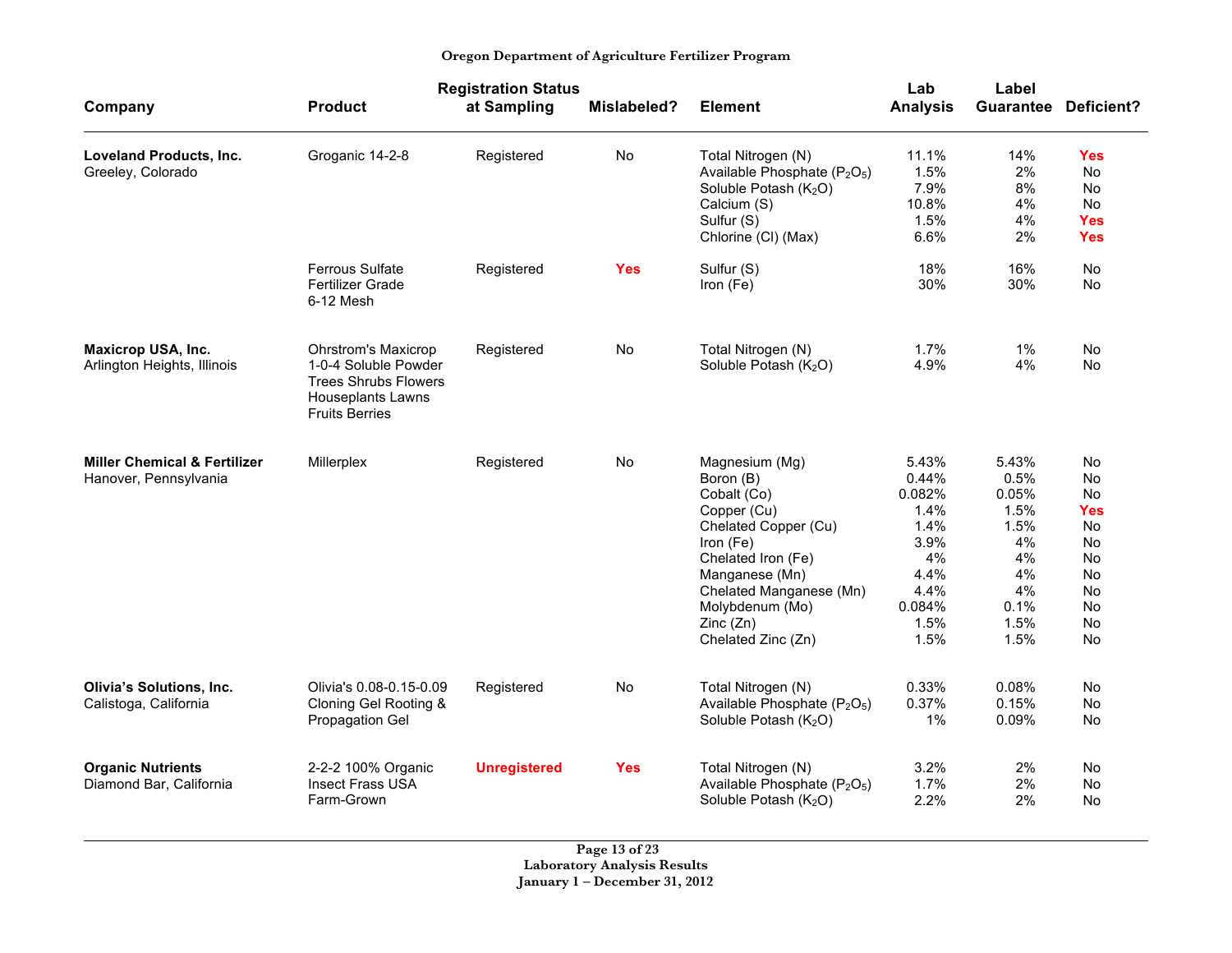**Oregon Department of Agriculture Fertilizer Program**

| Company | Product | Registration Status at Sampling | Mislabeled? | Element | Lab Analysis | Label Guarantee | Deficient? |
|---|---|---|---|---|---|---|---|
| **Loveland Products, Inc.** Greeley, Colorado | Groganic 14-2-8 | Registered | No | Total Nitrogen (N) | 11.1% | 14% | **Yes** |
| | | | | Available Phosphate ($P_2O_5$) | 1.5% | 2% | No |
| | | | | Soluble Potash ($K_2O$) | 7.9% | 8% | No |
| | | | | Calcium (S) | 10.8% | 4% | No |
| | | | | Sulfur (S) | 1.5% | 4% | **Yes** |
| | | | | Chlorine (Cl) (Max) | 6.6% | 2% | **Yes** |
| | Ferrous Sulfate Fertilizer Grade 6-12 Mesh | Registered | **Yes** | Sulfur (S) | 18% | 16% | No |
| | | | | Iron (Fe) | 30% | 30% | No |
| **Maxicrop USA, Inc.** Arlington Heights, Illinois | Ohrstrom's Maxicrop 1-0-4 Soluble Powder Trees Shrubs Flowers Houseplants Lawns Fruits Berries | Registered | No | Total Nitrogen (N) | 1.7% | 1% | No |
| | | | | Soluble Potash ($K_2O$) | 4.9% | 4% | No |
| **Miller Chemical & Fertilizer** Hanover, Pennsylvania | Millerplex | Registered | No | Magnesium (Mg) | 5.43% | 5.43% | No |
| | | | | Boron (B) | 0.44% | 0.5% | No |
| | | | | Cobalt (Co) | 0.082% | 0.05% | No |
| | | | | Copper (Cu) | 1.4% | 1.5% | **Yes** |
| | | | | Chelated Copper (Cu) | 1.4% | 1.5% | No |
| | | | | Iron (Fe) | 3.9% | 4% | No |
| | | | | Chelated Iron (Fe) | 4% | 4% | No |
| | | | | Manganese (Mn) | 4.4% | 4% | No |
| | | | | Chelated Manganese (Mn) | 4.4% | 4% | No |
| | | | | Molybdenum (Mo) | 0.084% | 0.1% | No |
| | | | | Zinc (Zn) | 1.5% | 1.5% | No |
| | | | | Chelated Zinc (Zn) | 1.5% | 1.5% | No |
| **Olivia's Solutions, Inc.** Calistoga, California | Olivia's 0.08-0.15-0.09 Cloning Gel Rooting & Propagation Gel | Registered | No | Total Nitrogen (N) | 0.33% | 0.08% | No |
| | | | | Available Phosphate ($P_2O_5$) | 0.37% | 0.15% | No |
| | | | | Soluble Potash ($K_2O$) | 1% | 0.09% | No |
| **Organic Nutrients** Diamond Bar, California | 2-2-2 100% Organic Insect Frass USA Farm-Grown | **Unregistered** | **Yes** | Total Nitrogen (N) | 3.2% | 2% | No |
| | | | | Available Phosphate ($P_2O_5$) | 1.7% | 2% | No |
| | | | | Soluble Potash ($K_2O$) | 2.2% | 2% | No |

Laboratory Analysis Results
January 1 – December 31, 2012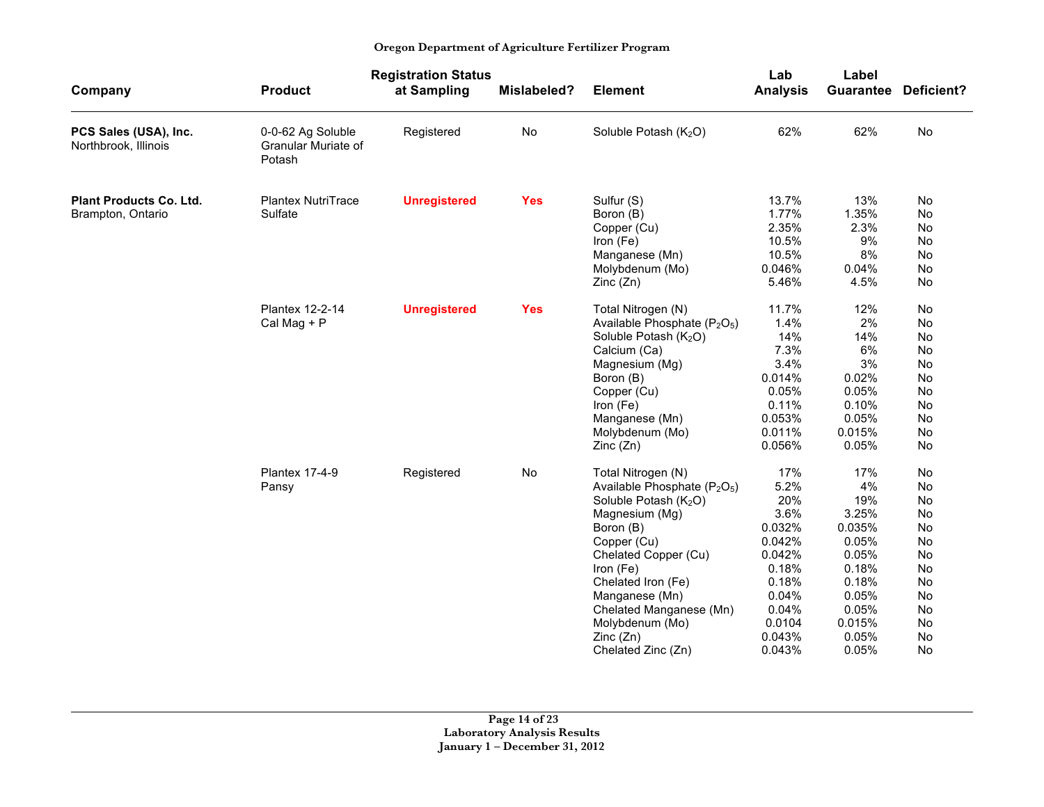**Oregon Department of Agriculture Fertilizer Program**

| Company | Product | Registration Status at Sampling | Mislabeled? | Element | Lab Analysis | Label Guarantee | Deficient? |
|---|---|---|---|---|---|---|---|
| **PCS Sales (USA), Inc.** Northbrook, Illinois | 0-0-62 Ag Soluble Granular Muriate of Potash | Registered | No | Soluble Potash ($K_2O$) | 62% | 62% | No |
| **Plant Products Co. Ltd.** Brampton, Ontario | Plantex NutriTrace Sulfate | **Unregistered** | **Yes** | Sulfur (S) | 13.7% | 13% | No |
| | | | | Boron (B) | 1.77% | 1.35% | No |
| | | | | Copper (Cu) | 2.35% | 2.3% | No |
| | | | | Iron (Fe) | 10.5% | 9% | No |
| | | | | Manganese (Mn) | 10.5% | 8% | No |
| | | | | Molybdenum (Mo) | 0.046% | 0.04% | No |
| | | | | Zinc (Zn) | 5.46% | 4.5% | No |
| | Plantex 12-2-14 Cal Mag + P | **Unregistered** | **Yes** | Total Nitrogen (N) | 11.7% | 12% | No |
| | | | | Available Phosphate ($P_2O_5$) | 1.4% | 2% | No |
| | | | | Soluble Potash ($K_2O$) | 14% | 14% | No |
| | | | | Calcium (Ca) | 7.3% | 6% | No |
| | | | | Magnesium (Mg) | 3.4% | 3% | No |
| | | | | Boron (B) | 0.014% | 0.02% | No |
| | | | | Copper (Cu) | 0.05% | 0.05% | No |
| | | | | Iron (Fe) | 0.11% | 0.10% | No |
| | | | | Manganese (Mn) | 0.053% | 0.05% | No |
| | | | | Molybdenum (Mo) | 0.011% | 0.015% | No |
| | | | | Zinc (Zn) | 0.056% | 0.05% | No |
| | Plantex 17-4-9 Pansy | Registered | No | Total Nitrogen (N) | 17% | 17% | No |
| | | | | Available Phosphate ($P_2O_5$) | 5.2% | 4% | No |
| | | | | Soluble Potash ($K_2O$) | 20% | 19% | No |
| | | | | Magnesium (Mg) | 3.6% | 3.25% | No |
| | | | | Boron (B) | 0.032% | 0.035% | No |
| | | | | Copper (Cu) | 0.042% | 0.05% | No |
| | | | | Chelated Copper (Cu) | 0.042% | 0.05% | No |
| | | | | Iron (Fe) | 0.18% | 0.18% | No |
| | | | | Chelated Iron (Fe) | 0.18% | 0.18% | No |
| | | | | Manganese (Mn) | 0.04% | 0.05% | No |
| | | | | Chelated Manganese (Mn) | 0.04% | 0.05% | No |
| | | | | Molybdenum (Mo) | 0.0104 | 0.015% | No |
| | | | | Zinc (Zn) | 0.043% | 0.05% | No |
| | | | | Chelated Zinc (Zn) | 0.043% | 0.05% | No |

**Laboratory Analysis Results**
**January 1 – December 31, 2012**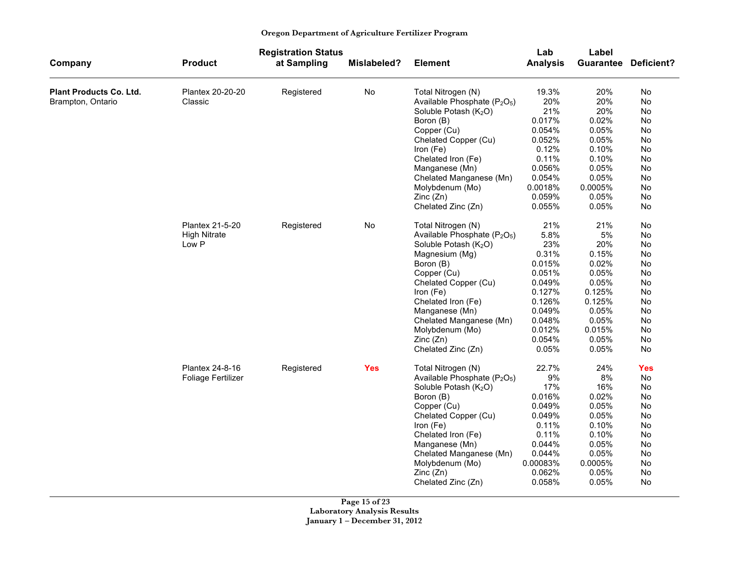Oregon Department of Agriculture Fertilizer Program

| Company | Product | Registration Status at Sampling | Mislabeled? | Element | Lab Analysis | Label Guarantee | Deficient? |
|---|---|---|---|---|---|---|---|
| **Plant Products Co. Ltd.** Brampton, Ontario | Plantex 20-20-20 Classic | Registered | No | Total Nitrogen (N) | 19.3% | 20% | No |
| | | | | Available Phosphate ($P_2O_5$) | 20% | 20% | No |
| | | | | Soluble Potash ($K_2O$) | 21% | 20% | No |
| | | | | Boron (B) | 0.017% | 0.02% | No |
| | | | | Copper (Cu) | 0.054% | 0.05% | No |
| | | | | Chelated Copper (Cu) | 0.052% | 0.05% | No |
| | | | | Iron (Fe) | 0.12% | 0.10% | No |
| | | | | Chelated Iron (Fe) | 0.11% | 0.10% | No |
| | | | | Manganese (Mn) | 0.056% | 0.05% | No |
| | | | | Chelated Manganese (Mn) | 0.054% | 0.05% | No |
| | | | | Molybdenum (Mo) | 0.0018% | 0.0005% | No |
| | | | | Zinc (Zn) | 0.059% | 0.05% | No |
| | | | | Chelated Zinc (Zn) | 0.055% | 0.05% | No |
| | Plantex 21-5-20 High Nitrate Low P | Registered | No | Total Nitrogen (N) | 21% | 21% | No |
| | | | | Available Phosphate ($P_2O_5$) | 5.8% | 5% | No |
| | | | | Soluble Potash ($K_2O$) | 23% | 20% | No |
| | | | | Magnesium (Mg) | 0.31% | 0.15% | No |
| | | | | Boron (B) | 0.015% | 0.02% | No |
| | | | | Copper (Cu) | 0.051% | 0.05% | No |
| | | | | Chelated Copper (Cu) | 0.049% | 0.05% | No |
| | | | | Iron (Fe) | 0.127% | 0.125% | No |
| | | | | Chelated Iron (Fe) | 0.126% | 0.125% | No |
| | | | | Manganese (Mn) | 0.049% | 0.05% | No |
| | | | | Chelated Manganese (Mn) | 0.048% | 0.05% | No |
| | | | | Molybdenum (Mo) | 0.012% | 0.015% | No |
| | | | | Zinc (Zn) | 0.054% | 0.05% | No |
| | | | | Chelated Zinc (Zn) | 0.05% | 0.05% | No |
| | Plantex 24-8-16 Foliage Fertilizer | Registered | **Yes** | Total Nitrogen (N) | 22.7% | 24% | **Yes** |
| | | | | Available Phosphate ($P_2O_5$) | 9% | 8% | No |
| | | | | Soluble Potash ($K_2O$) | 17% | 16% | No |
| | | | | Boron (B) | 0.016% | 0.02% | No |
| | | | | Copper (Cu) | 0.049% | 0.05% | No |
| | | | | Chelated Copper (Cu) | 0.049% | 0.05% | No |
| | | | | Iron (Fe) | 0.11% | 0.10% | No |
| | | | | Chelated Iron (Fe) | 0.11% | 0.10% | No |
| | | | | Manganese (Mn) | 0.044% | 0.05% | No |
| | | | | Chelated Manganese (Mn) | 0.044% | 0.05% | No |
| | | | | Molybdenum (Mo) | 0.00083% | 0.0005% | No |
| | | | | Zinc (Zn) | 0.062% | 0.05% | No |
| | | | | Chelated Zinc (Zn) | 0.058% | 0.05% | No |

Laboratory Analysis Results
January 1 – December 31, 2012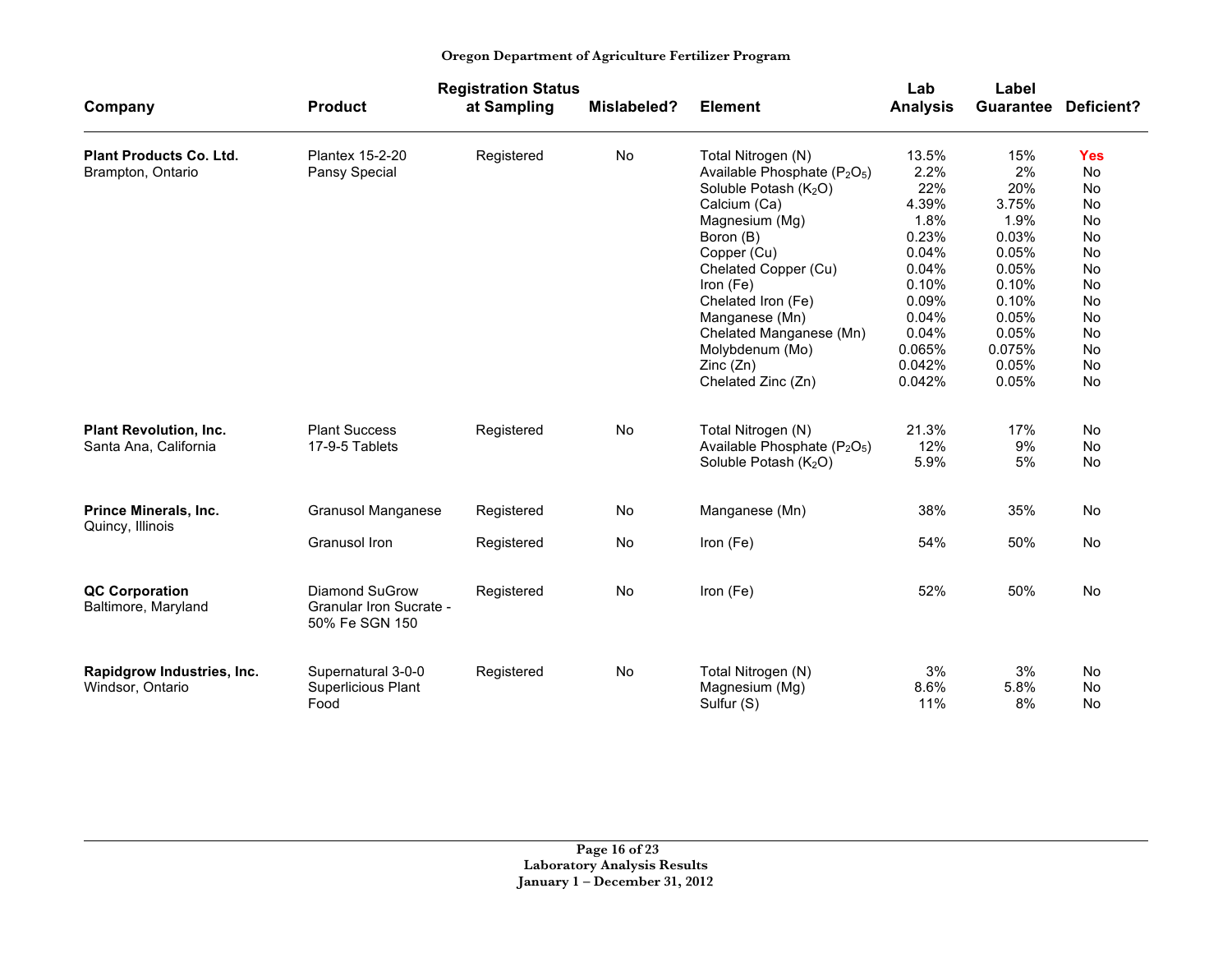**Oregon Department of Agriculture Fertilizer Program**

| Company | Product | Registration Status at Sampling | Mislabeled? | Element | Lab Analysis | Label Guarantee | Deficient? |
|---|---|---|---|---|---|---|---|
| **Plant Products Co. Ltd.** Brampton, Ontario | Plantex 15-2-20 Pansy Special | Registered | No | Total Nitrogen (N) | 13.5% | 15% | **Yes** |
| | | | | Available Phosphate ($P_2O_5$) | 2.2% | 2% | No |
| | | | | Soluble Potash ($K_2O$) | 22% | 20% | No |
| | | | | Calcium (Ca) | 4.39% | 3.75% | No |
| | | | | Magnesium (Mg) | 1.8% | 1.9% | No |
| | | | | Boron (B) | 0.23% | 0.03% | No |
| | | | | Copper (Cu) | 0.04% | 0.05% | No |
| | | | | Chelated Copper (Cu) | 0.04% | 0.05% | No |
| | | | | Iron (Fe) | 0.10% | 0.10% | No |
| | | | | Chelated Iron (Fe) | 0.09% | 0.10% | No |
| | | | | Manganese (Mn) | 0.04% | 0.05% | No |
| | | | | Chelated Manganese (Mn) | 0.04% | 0.05% | No |
| | | | | Molybdenum (Mo) | 0.065% | 0.075% | No |
| | | | | Zinc (Zn) | 0.042% | 0.05% | No |
| | | | | Chelated Zinc (Zn) | 0.042% | 0.05% | No |
| **Plant Revolution, Inc.** Santa Ana, California | Plant Success 17-9-5 Tablets | Registered | No | Total Nitrogen (N) | 21.3% | 17% | No |
| | | | | Available Phosphate ($P_2O_5$) | 12% | 9% | No |
| | | | | Soluble Potash ($K_2O$) | 5.9% | 5% | No |
| **Prince Minerals, Inc.** Quincy, Illinois | Granusol Manganese | Registered | No | Manganese (Mn) | 38% | 35% | No |
| | Granusol Iron | Registered | No | Iron (Fe) | 54% | 50% | No |
| **QC Corporation** Baltimore, Maryland | Diamond SuGrow Granular Iron Sucrate - 50% Fe SGN 150 | Registered | No | Iron (Fe) | 52% | 50% | No |
| **Rapidgrow Industries, Inc.** Windsor, Ontario | Supernatural 3-0-0 Superlicious Plant Food | Registered | No | Total Nitrogen (N) | 3% | 3% | No |
| | | | | Magnesium (Mg) | 8.6% | 5.8% | No |
| | | | | Sulfur (S) | 11% | 8% | No |

Laboratory Analysis Results
January 1 – December 31, 2012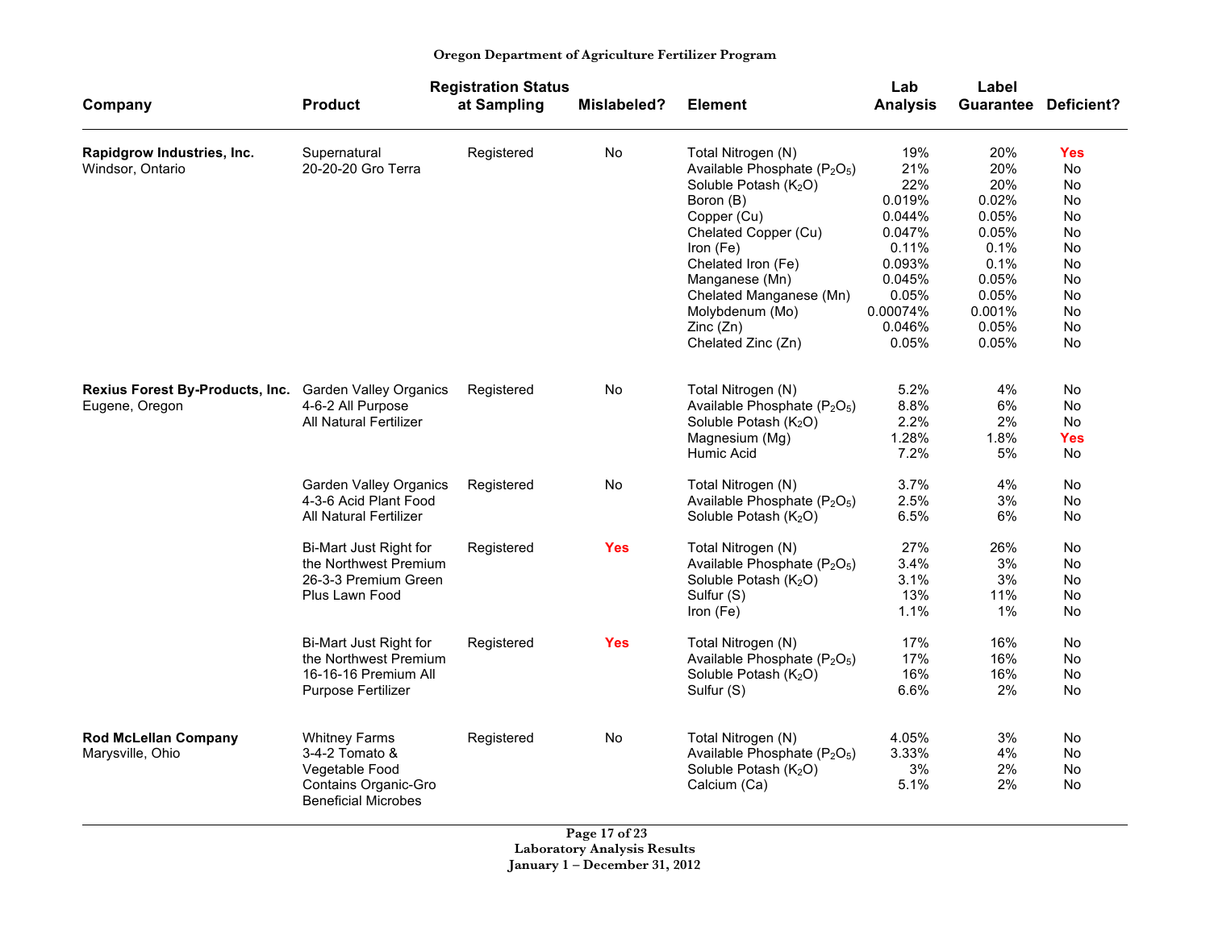| Company | Product | Registration Status at Sampling | Mislabeled? | Element | Lab Analysis | Label Guarantee | Deficient? |
|---|---|---|---|---|---|---|---|
| **Rapidgrow Industries, Inc.** Windsor, Ontario | Supernatural 20-20-20 Gro Terra | Registered | No | Total Nitrogen (N) | 19% | 20% | **Yes** |
| | | | | Available Phosphate ($P_2O_5$) | 21% | 20% | No |
| | | | | Soluble Potash ($K_2O$) | 22% | 20% | No |
| | | | | Boron (B) | 0.019% | 0.02% | No |
| | | | | Copper (Cu) | 0.044% | 0.05% | No |
| | | | | Chelated Copper (Cu) | 0.047% | 0.05% | No |
| | | | | Iron (Fe) | 0.11% | 0.1% | No |
| | | | | Chelated Iron (Fe) | 0.093% | 0.1% | No |
| | | | | Manganese (Mn) | 0.045% | 0.05% | No |
| | | | | Chelated Manganese (Mn) | 0.05% | 0.05% | No |
| | | | | Molybdenum (Mo) | 0.00074% | 0.001% | No |
| | | | | Zinc (Zn) | 0.046% | 0.05% | No |
| | | | | Chelated Zinc (Zn) | 0.05% | 0.05% | No |
| **Rexius Forest By-Products, Inc.** Eugene, Oregon | Garden Valley Organics 4-6-2 All Purpose All Natural Fertilizer | Registered | No | Total Nitrogen (N) | 5.2% | 4% | No |
| | | | | Available Phosphate ($P_2O_5$) | 8.8% | 6% | No |
| | | | | Soluble Potash ($K_2O$) | 2.2% | 2% | No |
| | | | | Magnesium (Mg) | 1.28% | 1.8% | **Yes** |
| | | | | Humic Acid | 7.2% | 5% | No |
| | Garden Valley Organics 4-3-6 Acid Plant Food All Natural Fertilizer | Registered | No | Total Nitrogen (N) | 3.7% | 4% | No |
| | | | | Available Phosphate ($P_2O_5$) | 2.5% | 3% | No |
| | | | | Soluble Potash ($K_2O$) | 6.5% | 6% | No |
| | Bi-Mart Just Right for the Northwest Premium 26-3-3 Premium Green Plus Lawn Food | Registered | **Yes** | Total Nitrogen (N) | 27% | 26% | No |
| | | | | Available Phosphate ($P_2O_5$) | 3.4% | 3% | No |
| | | | | Soluble Potash ($K_2O$) | 3.1% | 3% | No |
| | | | | Sulfur (S) | 13% | 11% | No |
| | | | | Iron (Fe) | 1.1% | 1% | No |
| | Bi-Mart Just Right for the Northwest Premium 16-16-16 Premium All Purpose Fertilizer | Registered | **Yes** | Total Nitrogen (N) | 17% | 16% | No |
| | | | | Available Phosphate ($P_2O_5$) | 17% | 16% | No |
| | | | | Soluble Potash ($K_2O$) | 16% | 16% | No |
| | | | | Sulfur (S) | 6.6% | 2% | No |
| **Rod McLellan Company** Marysville, Ohio | Whitney Farms 3-4-2 Tomato & Vegetable Food Contains Organic-Gro Beneficial Microbes | Registered | No | Total Nitrogen (N) | 4.05% | 3% | No |
| | | | | Available Phosphate ($P_2O_5$) | 3.33% | 4% | No |
| | | | | Soluble Potash ($K_2O$) | 3% | 2% | No |
| | | | | Calcium (Ca) | 5.1% | 2% | No |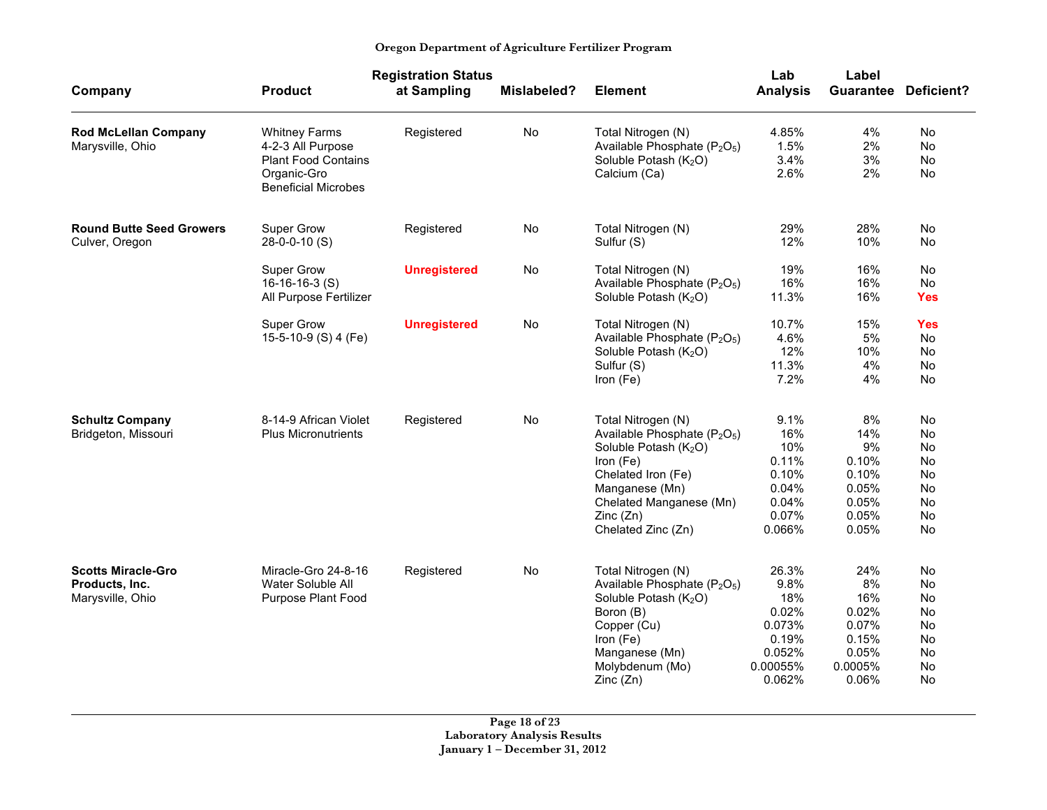**Oregon Department of Agriculture Fertilizer Program**

| Company | Product | Registration Status at Sampling | Mislabeled? | Element | Lab Analysis | Label Guarantee | Deficient? |
|---|---|---|---|---|---|---|---|
| **Rod McLellan Company** Marysville, Ohio | Whitney Farms 4-2-3 All Purpose Plant Food Contains Organic-Gro Beneficial Microbes | Registered | No | Total Nitrogen (N) | 4.85% | 4% | No |
| | | | | Available Phosphate ($P_2O_5$) | 1.5% | 2% | No |
| | | | | Soluble Potash ($K_2O$) | 3.4% | 3% | No |
| | | | | Calcium (Ca) | 2.6% | 2% | No |
| **Round Butte Seed Growers** Culver, Oregon | Super Grow 28-0-0-10 (S) | Registered | No | Total Nitrogen (N) | 29% | 28% | No |
| | | | | Sulfur (S) | 12% | 10% | No |
| | Super Grow 16-16-16-3 (S) All Purpose Fertilizer | **Unregistered** | No | Total Nitrogen (N) | 19% | 16% | No |
| | | | | Available Phosphate ($P_2O_5$) | 16% | 16% | No |
| | | | | Soluble Potash ($K_2O$) | 11.3% | 16% | **Yes** |
| | Super Grow 15-5-10-9 (S) 4 (Fe) | **Unregistered** | No | Total Nitrogen (N) | 10.7% | 15% | **Yes** |
| | | | | Available Phosphate ($P_2O_5$) | 4.6% | 5% | No |
| | | | | Soluble Potash ($K_2O$) | 12% | 10% | No |
| | | | | Sulfur (S) | 11.3% | 4% | No |
| | | | | Iron (Fe) | 7.2% | 4% | No |
| **Schultz Company** Bridgeton, Missouri | 8-14-9 African Violet Plus Micronutrients | Registered | No | Total Nitrogen (N) | 9.1% | 8% | No |
| | | | | Available Phosphate ($P_2O_5$) | 16% | 14% | No |
| | | | | Soluble Potash ($K_2O$) | 10% | 9% | No |
| | | | | Iron (Fe) | 0.11% | 0.10% | No |
| | | | | Chelated Iron (Fe) | 0.10% | 0.10% | No |
| | | | | Manganese (Mn) | 0.04% | 0.05% | No |
| | | | | Chelated Manganese (Mn) | 0.04% | 0.05% | No |
| | | | | Zinc (Zn) | 0.07% | 0.05% | No |
| | | | | Chelated Zinc (Zn) | 0.066% | 0.05% | No |
| **Scotts Miracle-Gro Products, Inc.** Marysville, Ohio | Miracle-Gro 24-8-16 Water Soluble All Purpose Plant Food | Registered | No | Total Nitrogen (N) | 26.3% | 24% | No |
| | | | | Available Phosphate ($P_2O_5$) | 9.8% | 8% | No |
| | | | | Soluble Potash ($K_2O$) | 18% | 16% | No |
| | | | | Boron (B) | 0.02% | 0.02% | No |
| | | | | Copper (Cu) | 0.073% | 0.07% | No |
| | | | | Iron (Fe) | 0.19% | 0.15% | No |
| | | | | Manganese (Mn) | 0.052% | 0.05% | No |
| | | | | Molybdenum (Mo) | 0.00055% | 0.0005% | No |
| | | | | Zinc (Zn) | 0.062% | 0.06% | No |

**Laboratory Analysis Results**
**January 1 – December 31, 2012**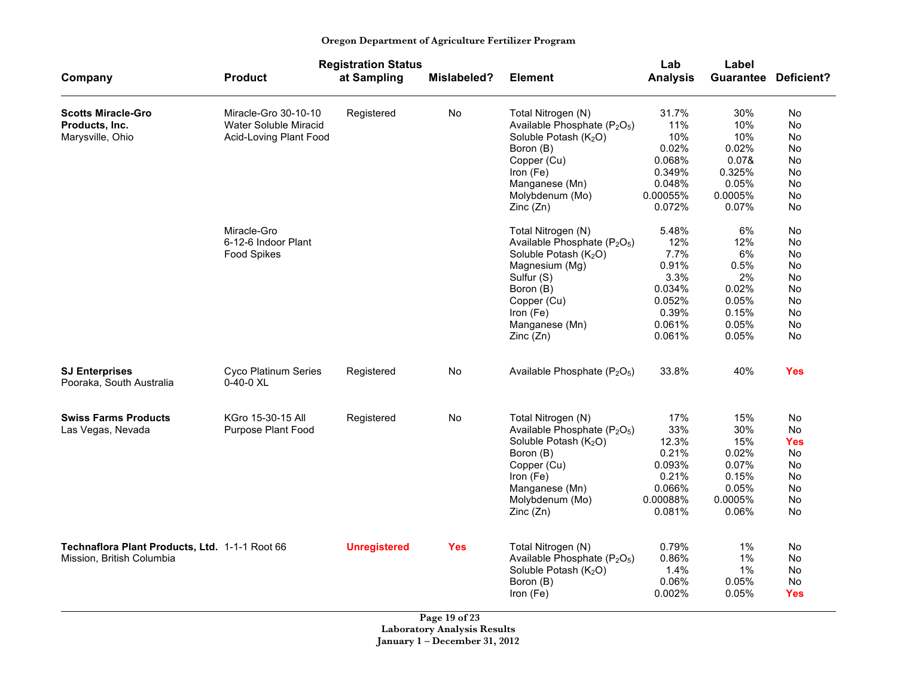**Oregon Department of Agriculture Fertilizer Program**

| Company | Product | Registration Status at Sampling | Mislabeled? | Element | Lab Analysis | Label Guarantee | Deficient? |
|---|---|---|---|---|---|---|---|
| **Scotts Miracle-Gro Products, Inc.** Marysville, Ohio | Miracle-Gro 30-10-10 Water Soluble Miracid Acid-Loving Plant Food | Registered | No | Total Nitrogen (N) | 31.7% | 30% | No |
| | | | | Available Phosphate ($P_2O_5$) | 11% | 10% | No |
| | | | | Soluble Potash ($K_2O$) | 10% | 10% | No |
| | | | | Boron (B) | 0.02% | 0.02% | No |
| | | | | Copper (Cu) | 0.068% | 0.07& | No |
| | | | | Iron (Fe) | 0.349% | 0.325% | No |
| | | | | Manganese (Mn) | 0.048% | 0.05% | No |
| | | | | Molybdenum (Mo) | 0.00055% | 0.0005% | No |
| | | | | Zinc (Zn) | 0.072% | 0.07% | No |
| | Miracle-Gro 6-12-6 Indoor Plant Food Spikes | | | Total Nitrogen (N) | 5.48% | 6% | No |
| | | | | Available Phosphate ($P_2O_5$) | 12% | 12% | No |
| | | | | Soluble Potash ($K_2O$) | 7.7% | 6% | No |
| | | | | Magnesium (Mg) | 0.91% | 0.5% | No |
| | | | | Sulfur (S) | 3.3% | 2% | No |
| | | | | Boron (B) | 0.034% | 0.02% | No |
| | | | | Copper (Cu) | 0.052% | 0.05% | No |
| | | | | Iron (Fe) | 0.39% | 0.15% | No |
| | | | | Manganese (Mn) | 0.061% | 0.05% | No |
| | | | | Zinc (Zn) | 0.061% | 0.05% | No |
| **SJ Enterprises** Pooraka, South Australia | Cyco Platinum Series 0-40-0 XL | Registered | No | Available Phosphate ($P_2O_5$) | 33.8% | 40% | **Yes** |
| **Swiss Farms Products** Las Vegas, Nevada | KGro 15-30-15 All Purpose Plant Food | Registered | No | Total Nitrogen (N) | 17% | 15% | No |
| | | | | Available Phosphate ($P_2O_5$) | 33% | 30% | No |
| | | | | Soluble Potash ($K_2O$) | 12.3% | 15% | **Yes** |
| | | | | Boron (B) | 0.21% | 0.02% | No |
| | | | | Copper (Cu) | 0.093% | 0.07% | No |
| | | | | Iron (Fe) | 0.21% | 0.15% | No |
| | | | | Manganese (Mn) | 0.066% | 0.05% | No |
| | | | | Molybdenum (Mo) | 0.00088% | 0.0005% | No |
| | | | | Zinc (Zn) | 0.081% | 0.06% | No |
| **Technaflora Plant Products, Ltd.** Mission, British Columbia | 1-1-1 Root 66 | **Unregistered** | **Yes** | Total Nitrogen (N) | 0.79% | 1% | No |
| | | | | Available Phosphate ($P_2O_5$) | 0.86% | 1% | No |
| | | | | Soluble Potash ($K_2O$) | 1.4% | 1% | No |
| | | | | Boron (B) | 0.06% | 0.05% | No |
| | | | | Iron (Fe) | 0.002% | 0.05% | **Yes** |

**Laboratory Analysis Results**
**January 1 – December 31, 2012**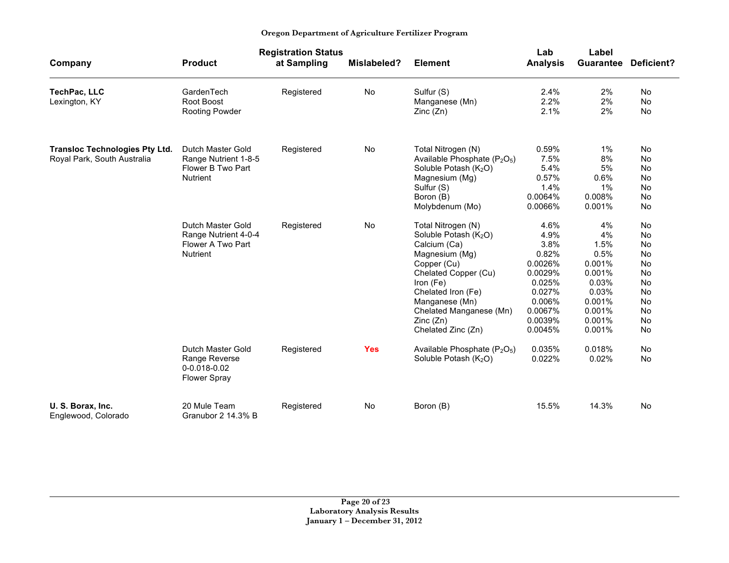| Company | Product | Registration Status at Sampling | Mislabeled? | Element | Lab Analysis | Label Guarantee | Deficient? |
|---|---|---|---|---|---|---|---|
| **TechPac, LLC** Lexington, KY | GardenTech Root Boost Rooting Powder | Registered | No | Sulfur (S) | 2.4% | 2% | No |
| | | | | Manganese (Mn) | 2.2% | 2% | No |
| | | | | Zinc (Zn) | 2.1% | 2% | No |
| **Transloc Technologies Pty Ltd.** Royal Park, South Australia | Dutch Master Gold Range Nutrient 1-8-5 Flower B Two Part Nutrient | Registered | No | Total Nitrogen (N) | 0.59% | 1% | No |
| | | | | Available Phosphate ($P_2O_5$) | 7.5% | 8% | No |
| | | | | Soluble Potash ($K_2O$) | 5.4% | 5% | No |
| | | | | Magnesium (Mg) | 0.57% | 0.6% | No |
| | | | | Sulfur (S) | 1.4% | 1% | No |
| | | | | Boron (B) | 0.0064% | 0.008% | No |
| | | | | Molybdenum (Mo) | 0.0066% | 0.001% | No |
| | Dutch Master Gold Range Nutrient 4-0-4 Flower A Two Part Nutrient | Registered | No | Total Nitrogen (N) | 4.6% | 4% | No |
| | | | | Soluble Potash ($K_2O$) | 4.9% | 4% | No |
| | | | | Calcium (Ca) | 3.8% | 1.5% | No |
| | | | | Magnesium (Mg) | 0.82% | 0.5% | No |
| | | | | Copper (Cu) | 0.0026% | 0.001% | No |
| | | | | Chelated Copper (Cu) | 0.0029% | 0.001% | No |
| | | | | Iron (Fe) | 0.025% | 0.03% | No |
| | | | | Chelated Iron (Fe) | 0.027% | 0.03% | No |
| | | | | Manganese (Mn) | 0.006% | 0.001% | No |
| | | | | Chelated Manganese (Mn) | 0.0067% | 0.001% | No |
| | | | | Zinc (Zn) | 0.0039% | 0.001% | No |
| | | | | Chelated Zinc (Zn) | 0.0045% | 0.001% | No |
| | Dutch Master Gold Range Reverse 0-0.018-0.02 Flower Spray | Registered | **Yes** | Available Phosphate ($P_2O_5$) | 0.035% | 0.018% | No |
| | | | | Soluble Potash ($K_2O$) | 0.022% | 0.02% | No |
| **U. S. Borax, Inc.** Englewood, Colorado | 20 Mule Team Granubor 2 14.3% B | Registered | No | Boron (B) | 15.5% | 14.3% | No |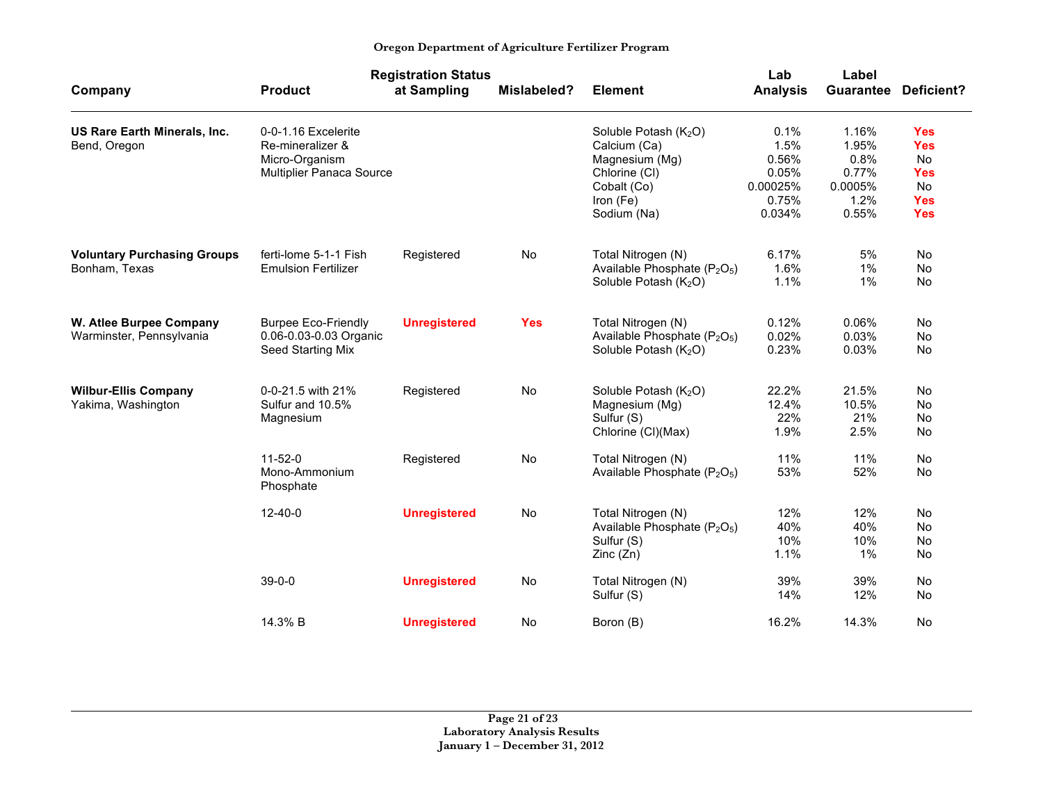**Oregon Department of Agriculture Fertilizer Program**

| Company | Product | Registration Status at Sampling | Mislabeled? | Element | Lab Analysis | Label Guarantee | Deficient? |
|---|---|---|---|---|---|---|---|
| **US Rare Earth Minerals, Inc.** Bend, Oregon | 0-0-1.16 Excelerite Re-mineralizer & Micro-Organism Multiplier Panaca Source | | | Soluble Potash ($K_2O$) | 0.1% | 1.16% | **Yes** |
| | | | | Calcium (Ca) | 1.5% | 1.95% | **Yes** |
| | | | | Magnesium (Mg) | 0.56% | 0.8% | No |
| | | | | Chlorine (Cl) | 0.05% | 0.77% | **Yes** |
| | | | | Cobalt (Co) | 0.00025% | 0.0005% | No |
| | | | | Iron (Fe) | 0.75% | 1.2% | **Yes** |
| | | | | Sodium (Na) | 0.034% | 0.55% | **Yes** |
| **Voluntary Purchasing Groups** Bonham, Texas | ferti-lome 5-1-1 Fish Emulsion Fertilizer | Registered | No | Total Nitrogen (N) | 6.17% | 5% | No |
| | | | | Available Phosphate ($P_2O_5$) | 1.6% | 1% | No |
| | | | | Soluble Potash ($K_2O$) | 1.1% | 1% | No |
| **W. Atlee Burpee Company** Warminster, Pennsylvania | Burpee Eco-Friendly 0.06-0.03-0.03 Organic Seed Starting Mix | **Unregistered** | **Yes** | Total Nitrogen (N) | 0.12% | 0.06% | No |
| | | | | Available Phosphate ($P_2O_5$) | 0.02% | 0.03% | No |
| | | | | Soluble Potash ($K_2O$) | 0.23% | 0.03% | No |
| **Wilbur-Ellis Company** Yakima, Washington | 0-0-21.5 with 21% Sulfur and 10.5% Magnesium | Registered | No | Soluble Potash ($K_2O$) | 22.2% | 21.5% | No |
| | | | | Magnesium (Mg) | 12.4% | 10.5% | No |
| | | | | Sulfur (S) | 22% | 21% | No |
| | | | | Chlorine (Cl)(Max) | 1.9% | 2.5% | No |
| | 11-52-0 Mono-Ammonium Phosphate | Registered | No | Total Nitrogen (N) | 11% | 11% | No |
| | | | | Available Phosphate ($P_2O_5$) | 53% | 52% | No |
| | 12-40-0 | **Unregistered** | No | Total Nitrogen (N) | 12% | 12% | No |
| | | | | Available Phosphate ($P_2O_5$) | 40% | 40% | No |
| | | | | Sulfur (S) | 10% | 10% | No |
| | | | | Zinc (Zn) | 1.1% | 1% | No |
| | 39-0-0 | **Unregistered** | No | Total Nitrogen (N) | 39% | 39% | No |
| | | | | Sulfur (S) | 14% | 12% | No |
| | 14.3% B | **Unregistered** | No | Boron (B) | 16.2% | 14.3% | No |

**Laboratory Analysis Results**
**January 1 – December 31, 2012**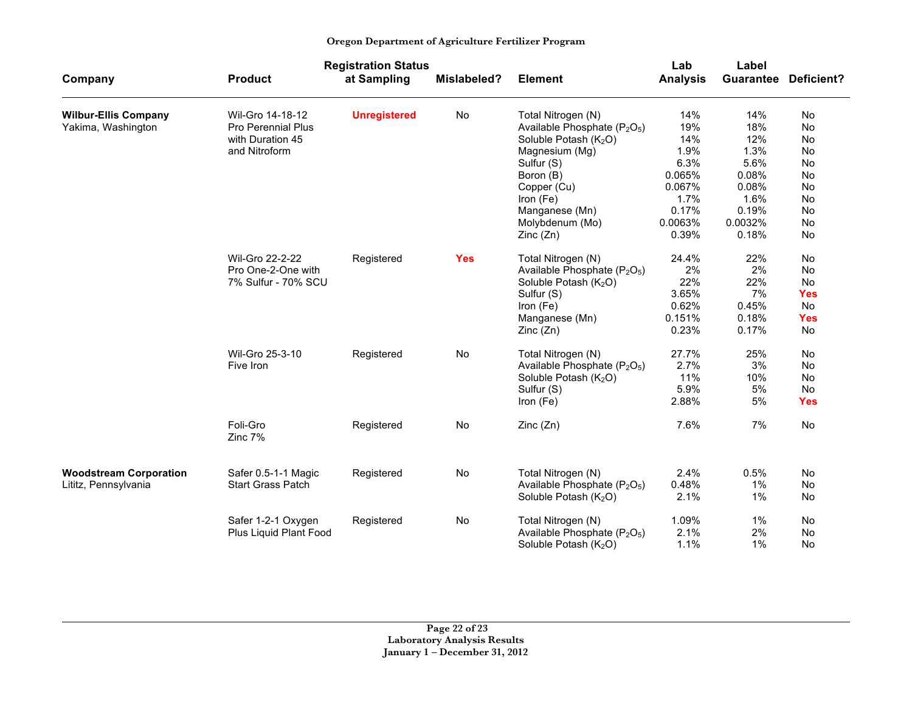**Oregon Department of Agriculture Fertilizer Program**

| Company | Product | Registration Status at Sampling | Mislabeled? | Element | Lab Analysis | Label Guarantee | Deficient? |
|---|---|---|---|---|---|---|---|
| **Wilbur-Ellis Company** Yakima, Washington | Wil-Gro 14-18-12 Pro Perennial Plus with Duration 45 and Nitroform | **Unregistered** | No | Total Nitrogen (N) | 14% | 14% | No |
| | | | | Available Phosphate ($P_2O_5$) | 19% | 18% | No |
| | | | | Soluble Potash ($K_2O$) | 14% | 12% | No |
| | | | | Magnesium (Mg) | 1.9% | 1.3% | No |
| | | | | Sulfur (S) | 6.3% | 5.6% | No |
| | | | | Boron (B) | 0.065% | 0.08% | No |
| | | | | Copper (Cu) | 0.067% | 0.08% | No |
| | | | | Iron (Fe) | 1.7% | 1.6% | No |
| | | | | Manganese (Mn) | 0.17% | 0.19% | No |
| | | | | Molybdenum (Mo) | 0.0063% | 0.0032% | No |
| | | | | Zinc (Zn) | 0.39% | 0.18% | No |
| | Wil-Gro 22-2-22 Pro One-2-One with 7% Sulfur - 70% SCU | Registered | **Yes** | Total Nitrogen (N) | 24.4% | 22% | No |
| | | | | Available Phosphate ($P_2O_5$) | 2% | 2% | No |
| | | | | Soluble Potash ($K_2O$) | 22% | 22% | No |
| | | | | Sulfur (S) | 3.65% | 7% | **Yes** |
| | | | | Iron (Fe) | 0.62% | 0.45% | No |
| | | | | Manganese (Mn) | 0.151% | 0.18% | **Yes** |
| | | | | Zinc (Zn) | 0.23% | 0.17% | No |
| | Wil-Gro 25-3-10 Five Iron | Registered | No | Total Nitrogen (N) | 27.7% | 25% | No |
| | | | | Available Phosphate ($P_2O_5$) | 2.7% | 3% | No |
| | | | | Soluble Potash ($K_2O$) | 11% | 10% | No |
| | | | | Sulfur (S) | 5.9% | 5% | No |
| | | | | Iron (Fe) | 2.88% | 5% | **Yes** |
| | Foli-Gro Zinc 7% | Registered | No | Zinc (Zn) | 7.6% | 7% | No |
| **Woodstream Corporation** Lititz, Pennsylvania | Safer 0.5-1-1 Magic Start Grass Patch | Registered | No | Total Nitrogen (N) | 2.4% | 0.5% | No |
| | | | | Available Phosphate ($P_2O_5$) | 0.48% | 1% | No |
| | | | | Soluble Potash ($K_2O$) | 2.1% | 1% | No |
| | Safer 1-2-1 Oxygen Plus Liquid Plant Food | Registered | No | Total Nitrogen (N) | 1.09% | 1% | No |
| | | | | Available Phosphate ($P_2O_5$) | 2.1% | 2% | No |
| | | | | Soluble Potash ($K_2O$) | 1.1% | 1% | No |

**Laboratory Analysis Results**
**January 1 – December 31, 2012**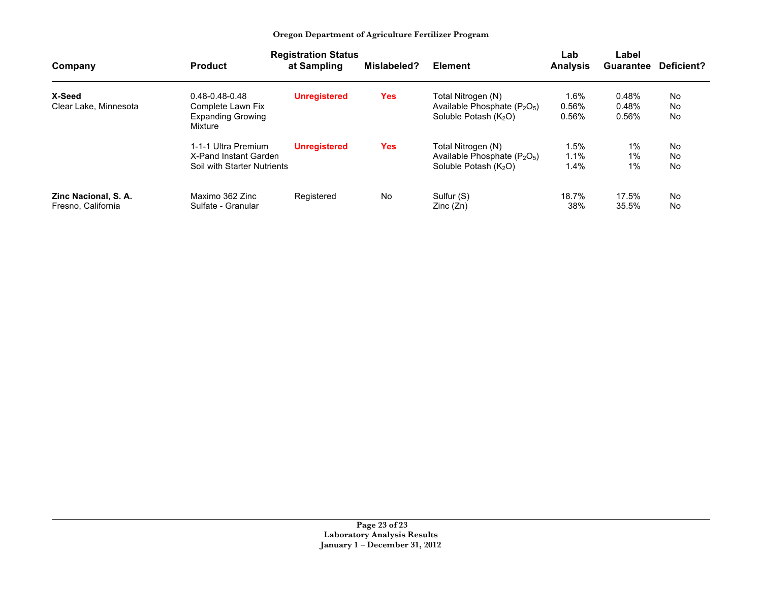| Company | Product | Registration Status at Sampling | Mislabeled? | Element | Lab Analysis | Label Guarantee | Deficient? |
|---|---|---|---|---|---|---|---|
| **X-Seed** Clear Lake, Minnesota | 0.48-0.48-0.48 Complete Lawn Fix Expanding Growing Mixture | **Unregistered** | **Yes** | Total Nitrogen (N) | 1.6% | 0.48% | No |
| | | | | Available Phosphate ($P_2O_5$) | 0.56% | 0.48% | No |
| | | | | Soluble Potash ($K_2O$) | 0.56% | 0.56% | No |
| | 1-1-1 Ultra Premium X-Pand Instant Garden Soil with Starter Nutrients | **Unregistered** | **Yes** | Total Nitrogen (N) | 1.5% | 1% | No |
| | | | | Available Phosphate ($P_2O_5$) | 1.1% | 1% | No |
| | | | | Soluble Potash ($K_2O$) | 1.4% | 1% | No |
| **Zinc Nacional, S. A.** Fresno, California | Maximo 362 Zinc Sulfate - Granular | Registered | No | Sulfur (S) | 18.7% | 17.5% | No |
| | | | | Zinc (Zn) | 38% | 35.5% | No |